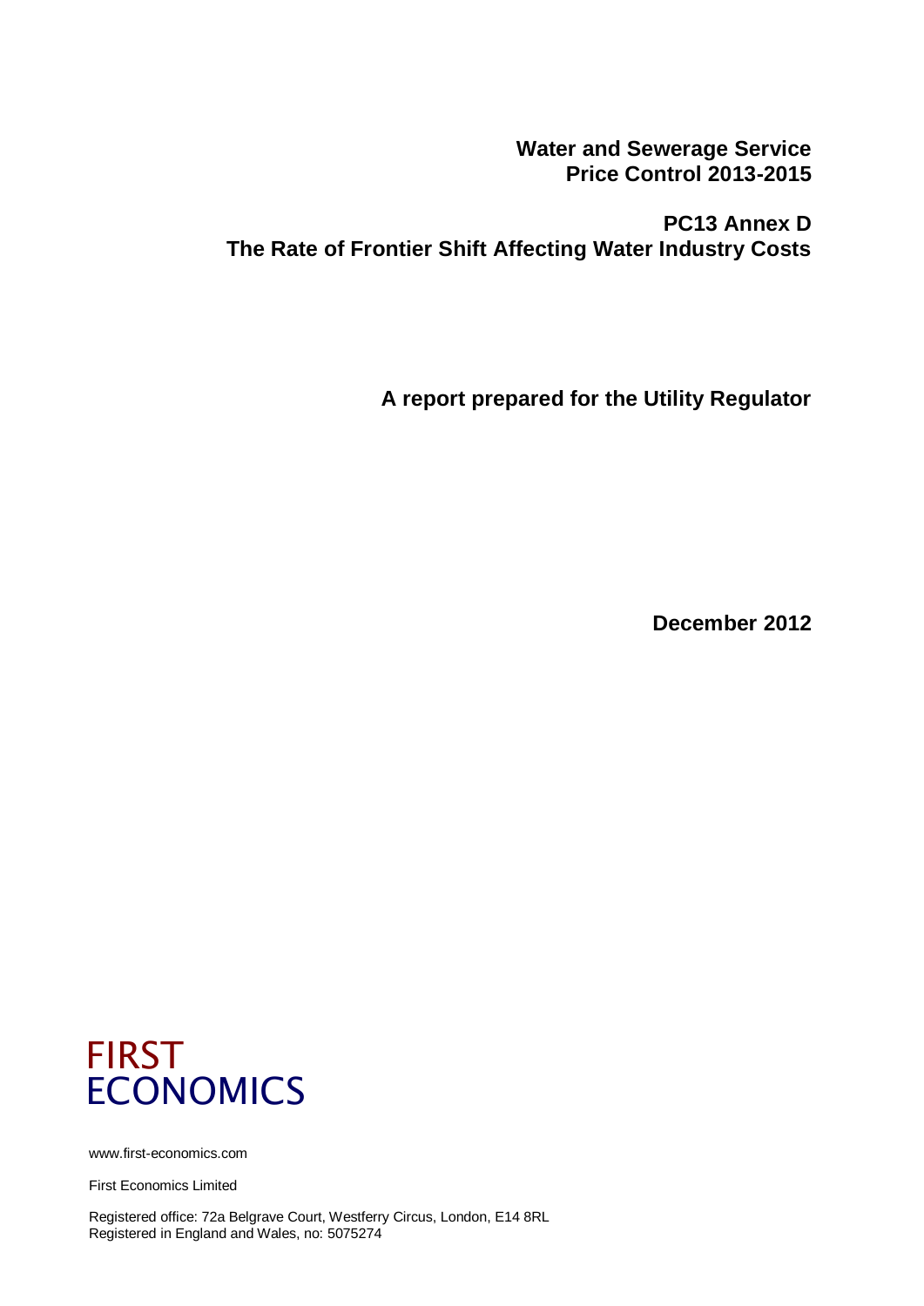# Water and Sewerage Service Price Control 2013-2015

## PC13 Annex D The Rate of Frontier Shift Affecting Water Industry Costs

**A report prepared for the Utility Regulator**

**December 2012**

FIRST ECONOMICS

www.first-economics.com

First Economics Limited

Registered office: 72a Belgrave Court, Westferry Circus, London, E14 8RL
Registered in England and Wales, no: 5075274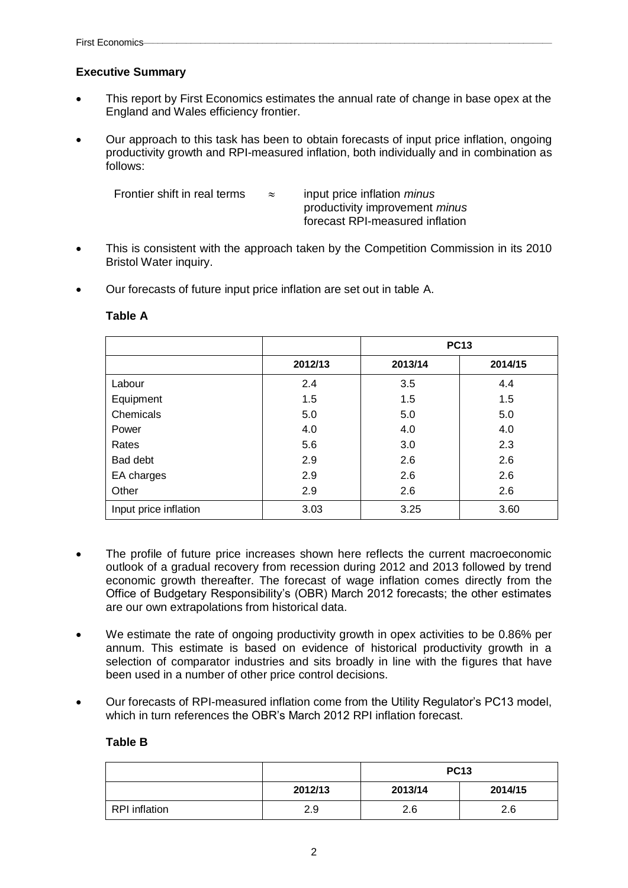## Executive Summary

- This report by First Economics estimates the annual rate of change in base opex at the England and Wales efficiency frontier.
- Our approach to this task has been to obtain forecasts of input price inflation, ongoing productivity growth and RPI-measured inflation, both individually and in combination as follows:

  Frontier shift in real terms $\approx$ input price inflation *minus* productivity improvement *minus* forecast RPI-measured inflation

- This is consistent with the approach taken by the Competition Commission in its 2010 Bristol Water inquiry.
- Our forecasts of future input price inflation are set out in table A.

**Table A**

| | | PC13 | |
|---|---|---|---|
| | **2012/13** | **2013/14** | **2014/15** |
| Labour | 2.4 | 3.5 | 4.4 |
| Equipment | 1.5 | 1.5 | 1.5 |
| Chemicals | 5.0 | 5.0 | 5.0 |
| Power | 4.0 | 4.0 | 4.0 |
| Rates | 5.6 | 3.0 | 2.3 |
| Bad debt | 2.9 | 2.6 | 2.6 |
| EA charges | 2.9 | 2.6 | 2.6 |
| Other | 2.9 | 2.6 | 2.6 |
| Input price inflation | 3.03 | 3.25 | 3.60 |

- The profile of future price increases shown here reflects the current macroeconomic outlook of a gradual recovery from recession during 2012 and 2013 followed by trend economic growth thereafter. The forecast of wage inflation comes directly from the Office of Budgetary Responsibility's (OBR) March 2012 forecasts; the other estimates are our own extrapolations from historical data.
- We estimate the rate of ongoing productivity growth in opex activities to be 0.86% per annum. This estimate is based on evidence of historical productivity growth in a selection of comparator industries and sits broadly in line with the figures that have been used in a number of other price control decisions.
- Our forecasts of RPI-measured inflation come from the Utility Regulator's PC13 model, which in turn references the OBR's March 2012 RPI inflation forecast.

**Table B**

| | | PC13 | |
|---|---|---|---|
| | **2012/13** | **2013/14** | **2014/15** |
| RPI inflation | 2.9 | 2.6 | 2.6 |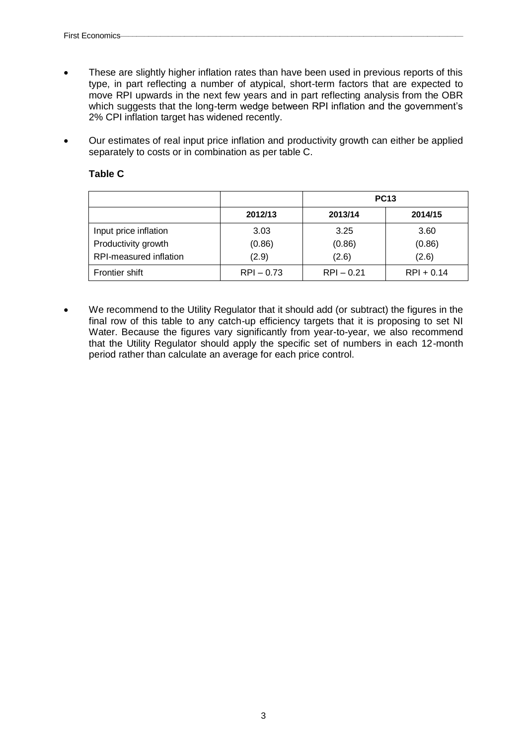- These are slightly higher inflation rates than have been used in previous reports of this type, in part reflecting a number of atypical, short-term factors that are expected to move RPI upwards in the next few years and in part reflecting analysis from the OBR which suggests that the long-term wedge between RPI inflation and the government's 2% CPI inflation target has widened recently.
- Our estimates of real input price inflation and productivity growth can either be applied separately to costs or in combination as per table C.

**Table C**

| | | PC13 | |
|---|---|---|---|
| | 2012/13 | 2013/14 | 2014/15 |
| Input price inflation | 3.03 | 3.25 | 3.60 |
| Productivity growth | (0.86) | (0.86) | (0.86) |
| RPI-measured inflation | (2.9) | (2.6) | (2.6) |
| Frontier shift | RPI – 0.73 | RPI – 0.21 | RPI + 0.14 |

- We recommend to the Utility Regulator that it should add (or subtract) the figures in the final row of this table to any catch-up efficiency targets that it is proposing to set NI Water. Because the figures vary significantly from year-to-year, we also recommend that the Utility Regulator should apply the specific set of numbers in each 12-month period rather than calculate an average for each price control.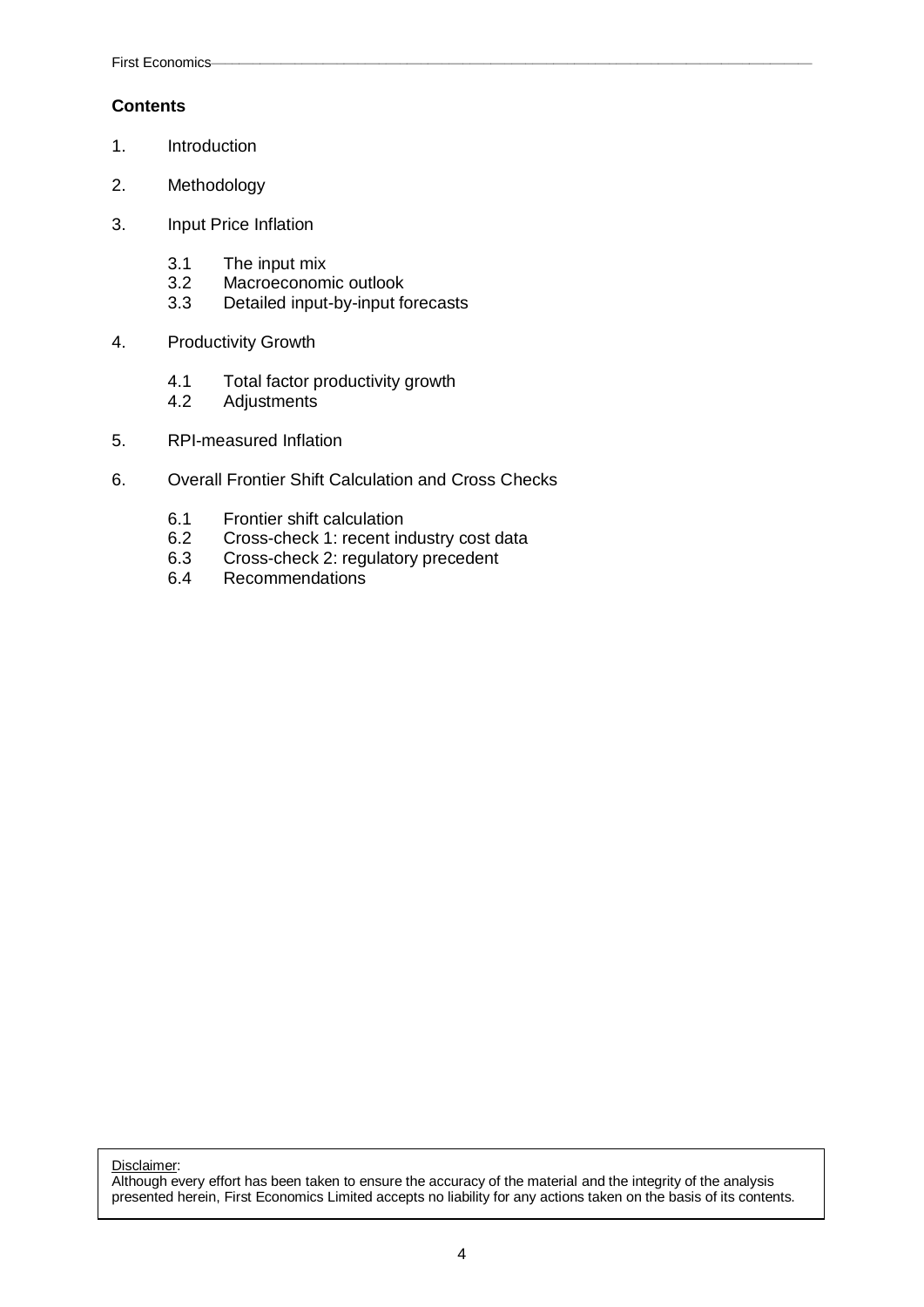**Contents**

1. Introduction

2. Methodology

3. Input Price Inflation

   3.1 The input mix
   3.2 Macroeconomic outlook
   3.3 Detailed input-by-input forecasts

4. Productivity Growth

   4.1 Total factor productivity growth
   4.2 Adjustments

5. RPI-measured Inflation

6. Overall Frontier Shift Calculation and Cross Checks

   6.1 Frontier shift calculation
   6.2 Cross-check 1: recent industry cost data
   6.3 Cross-check 2: regulatory precedent
   6.4 Recommendations

Disclaimer:
Although every effort has been taken to ensure the accuracy of the material and the integrity of the analysis presented herein, First Economics Limited accepts no liability for any actions taken on the basis of its contents.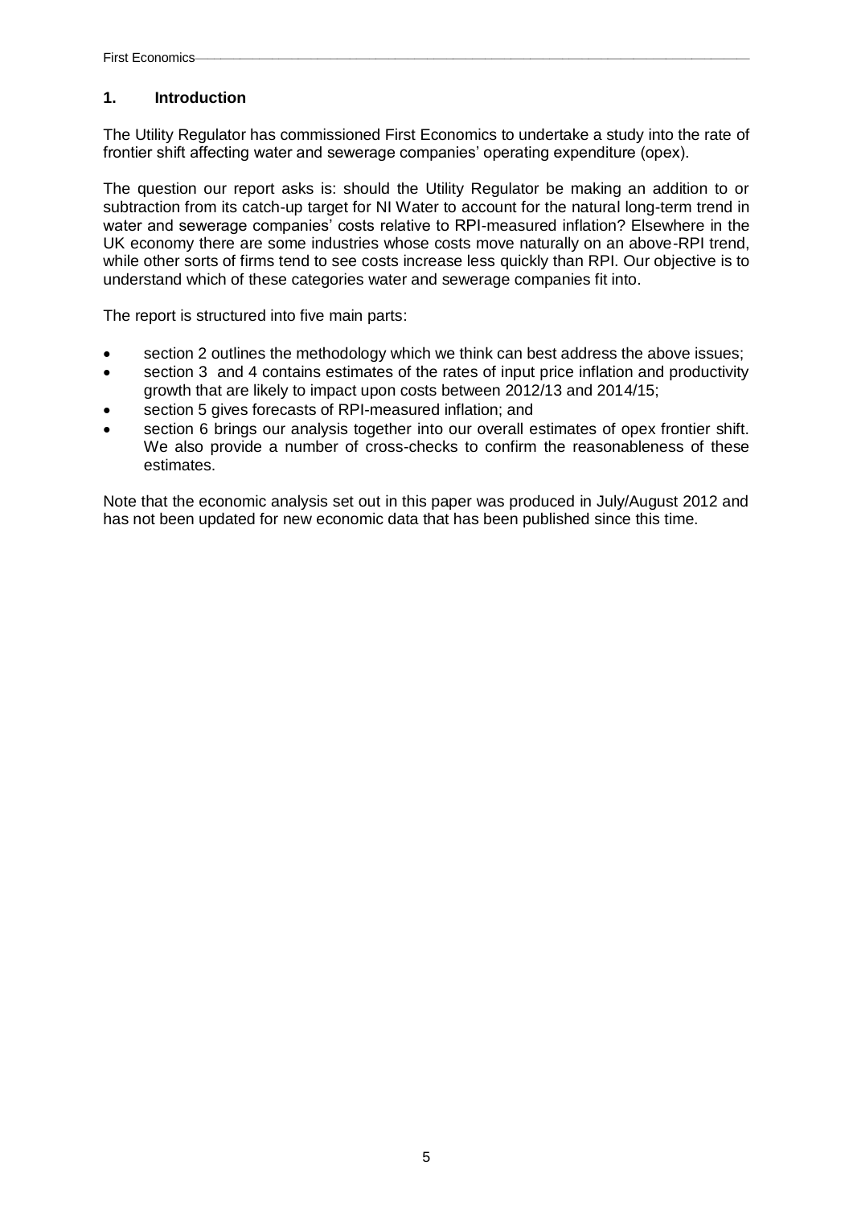## 1. Introduction

The Utility Regulator has commissioned First Economics to undertake a study into the rate of frontier shift affecting water and sewerage companies' operating expenditure (opex).

The question our report asks is: should the Utility Regulator be making an addition to or subtraction from its catch-up target for NI Water to account for the natural long-term trend in water and sewerage companies' costs relative to RPI-measured inflation? Elsewhere in the UK economy there are some industries whose costs move naturally on an above-RPI trend, while other sorts of firms tend to see costs increase less quickly than RPI. Our objective is to understand which of these categories water and sewerage companies fit into.

The report is structured into five main parts:

- section 2 outlines the methodology which we think can best address the above issues;
- section 3 and 4 contains estimates of the rates of input price inflation and productivity growth that are likely to impact upon costs between 2012/13 and 2014/15;
- section 5 gives forecasts of RPI-measured inflation; and
- section 6 brings our analysis together into our overall estimates of opex frontier shift. We also provide a number of cross-checks to confirm the reasonableness of these estimates.

Note that the economic analysis set out in this paper was produced in July/August 2012 and has not been updated for new economic data that has been published since this time.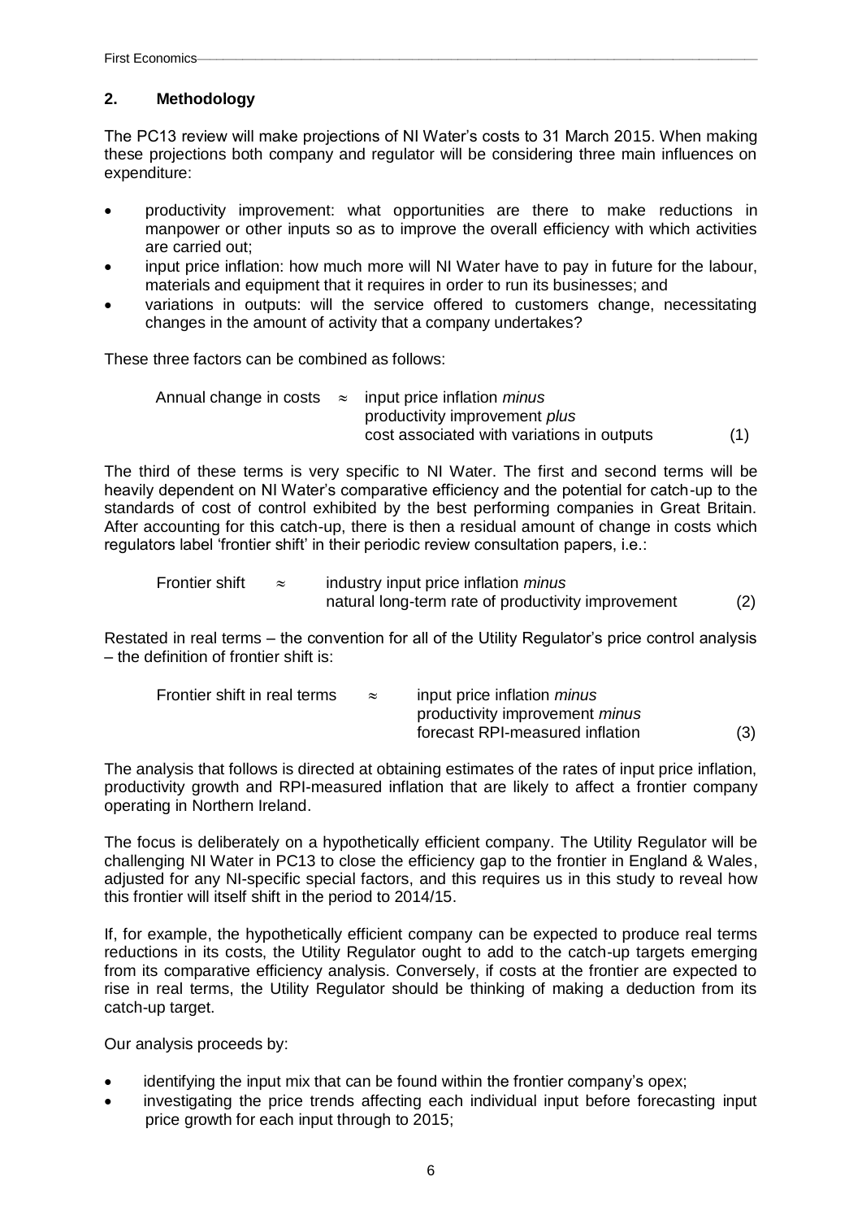## 2. Methodology

The PC13 review will make projections of NI Water's costs to 31 March 2015. When making these projections both company and regulator will be considering three main influences on expenditure:

- productivity improvement: what opportunities are there to make reductions in manpower or other inputs so as to improve the overall efficiency with which activities are carried out;
- input price inflation: how much more will NI Water have to pay in future for the labour, materials and equipment that it requires in order to run its businesses; and
- variations in outputs: will the service offered to customers change, necessitating changes in the amount of activity that a company undertakes?

These three factors can be combined as follows:

$$\text{Annual change in costs} \approx \text{input price inflation } \textit{minus} \text{ productivity improvement } \textit{plus} \text{ cost associated with variations in outputs} \quad (1)$$

The third of these terms is very specific to NI Water. The first and second terms will be heavily dependent on NI Water's comparative efficiency and the potential for catch-up to the standards of cost of control exhibited by the best performing companies in Great Britain. After accounting for this catch-up, there is then a residual amount of change in costs which regulators label 'frontier shift' in their periodic review consultation papers, i.e.:

$$\text{Frontier shift} \approx \text{industry input price inflation } \textit{minus} \text{ natural long-term rate of productivity improvement} \quad (2)$$

Restated in real terms – the convention for all of the Utility Regulator's price control analysis – the definition of frontier shift is:

$$\text{Frontier shift in real terms} \approx \text{input price inflation } \textit{minus} \text{ productivity improvement } \textit{minus} \text{ forecast RPI-measured inflation} \quad (3)$$

The analysis that follows is directed at obtaining estimates of the rates of input price inflation, productivity growth and RPI-measured inflation that are likely to affect a frontier company operating in Northern Ireland.

The focus is deliberately on a hypothetically efficient company. The Utility Regulator will be challenging NI Water in PC13 to close the efficiency gap to the frontier in England & Wales, adjusted for any NI-specific special factors, and this requires us in this study to reveal how this frontier will itself shift in the period to 2014/15.

If, for example, the hypothetically efficient company can be expected to produce real terms reductions in its costs, the Utility Regulator ought to add to the catch-up targets emerging from its comparative efficiency analysis. Conversely, if costs at the frontier are expected to rise in real terms, the Utility Regulator should be thinking of making a deduction from its catch-up target.

Our analysis proceeds by:

- identifying the input mix that can be found within the frontier company's opex;
- investigating the price trends affecting each individual input before forecasting input price growth for each input through to 2015;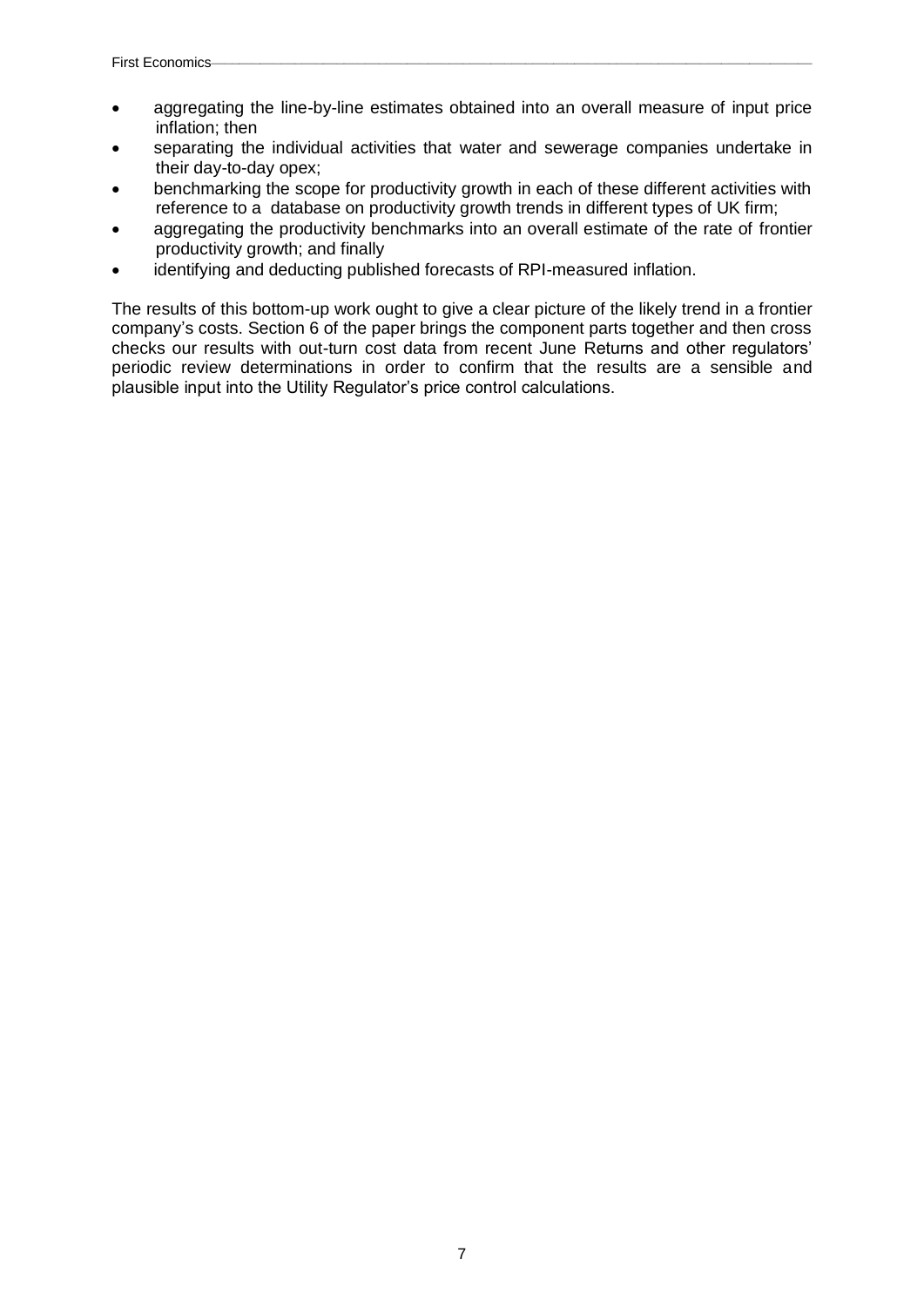- aggregating the line-by-line estimates obtained into an overall measure of input price inflation; then
- separating the individual activities that water and sewerage companies undertake in their day-to-day opex;
- benchmarking the scope for productivity growth in each of these different activities with reference to a database on productivity growth trends in different types of UK firm;
- aggregating the productivity benchmarks into an overall estimate of the rate of frontier productivity growth; and finally
- identifying and deducting published forecasts of RPI-measured inflation.

The results of this bottom-up work ought to give a clear picture of the likely trend in a frontier company's costs. Section 6 of the paper brings the component parts together and then cross checks our results with out-turn cost data from recent June Returns and other regulators' periodic review determinations in order to confirm that the results are a sensible and plausible input into the Utility Regulator's price control calculations.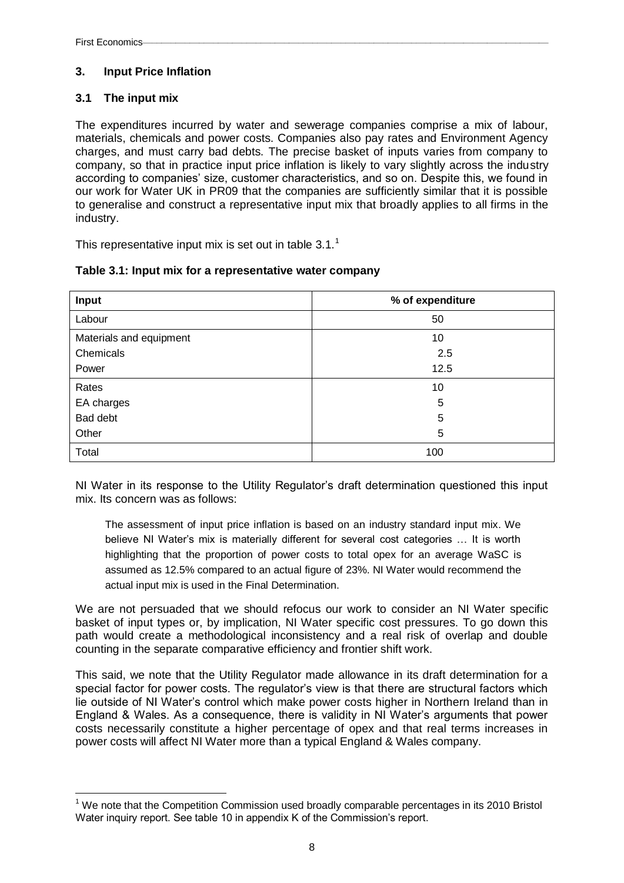## 3. Input Price Inflation

### 3.1 The input mix

The expenditures incurred by water and sewerage companies comprise a mix of labour, materials, chemicals and power costs. Companies also pay rates and Environment Agency charges, and must carry bad debts. The precise basket of inputs varies from company to company, so that in practice input price inflation is likely to vary slightly across the industry according to companies' size, customer characteristics, and so on. Despite this, we found in our work for Water UK in PR09 that the companies are sufficiently similar that it is possible to generalise and construct a representative input mix that broadly applies to all firms in the industry.

This representative input mix is set out in table 3.1.[1]

**Table 3.1: Input mix for a representative water company**

| Input | % of expenditure |
|---|---|
| Labour | 50 |
| Materials and equipment | 10 |
| Chemicals | 2.5 |
| Power | 12.5 |
| Rates | 10 |
| EA charges | 5 |
| Bad debt | 5 |
| Other | 5 |
| Total | 100 |

NI Water in its response to the Utility Regulator's draft determination questioned this input mix. Its concern was as follows:

> The assessment of input price inflation is based on an industry standard input mix. We believe NI Water's mix is materially different for several cost categories … It is worth highlighting that the proportion of power costs to total opex for an average WaSC is assumed as 12.5% compared to an actual figure of 23%. NI Water would recommend the actual input mix is used in the Final Determination.

We are not persuaded that we should refocus our work to consider an NI Water specific basket of input types or, by implication, NI Water specific cost pressures. To go down this path would create a methodological inconsistency and a real risk of overlap and double counting in the separate comparative efficiency and frontier shift work.

This said, we note that the Utility Regulator made allowance in its draft determination for a special factor for power costs. The regulator's view is that there are structural factors which lie outside of NI Water's control which make power costs higher in Northern Ireland than in England & Wales. As a consequence, there is validity in NI Water's arguments that power costs necessarily constitute a higher percentage of opex and that real terms increases in power costs will affect NI Water more than a typical England & Wales company.

[1] We note that the Competition Commission used broadly comparable percentages in its 2010 Bristol Water inquiry report. See table 10 in appendix K of the Commission's report.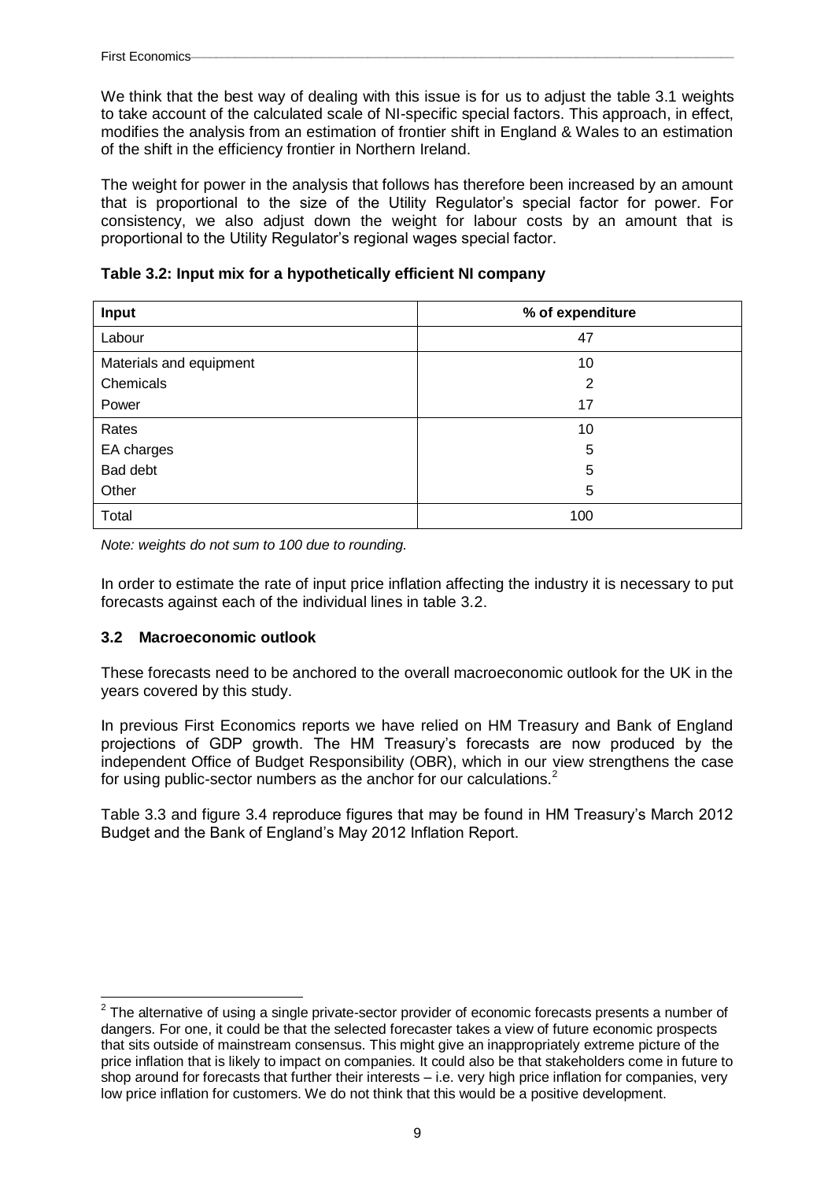We think that the best way of dealing with this issue is for us to adjust the table 3.1 weights to take account of the calculated scale of NI-specific special factors. This approach, in effect, modifies the analysis from an estimation of frontier shift in England & Wales to an estimation of the shift in the efficiency frontier in Northern Ireland.

The weight for power in the analysis that follows has therefore been increased by an amount that is proportional to the size of the Utility Regulator's special factor for power. For consistency, we also adjust down the weight for labour costs by an amount that is proportional to the Utility Regulator's regional wages special factor.

**Table 3.2: Input mix for a hypothetically efficient NI company**

| Input | % of expenditure |
|---|---|
| Labour | 47 |
| Materials and equipment | 10 |
| Chemicals | 2 |
| Power | 17 |
| Rates | 10 |
| EA charges | 5 |
| Bad debt | 5 |
| Other | 5 |
| Total | 100 |

*Note: weights do not sum to 100 due to rounding.*

In order to estimate the rate of input price inflation affecting the industry it is necessary to put forecasts against each of the individual lines in table 3.2.

### 3.2 Macroeconomic outlook

These forecasts need to be anchored to the overall macroeconomic outlook for the UK in the years covered by this study.

In previous First Economics reports we have relied on HM Treasury and Bank of England projections of GDP growth. The HM Treasury's forecasts are now produced by the independent Office of Budget Responsibility (OBR), which in our view strengthens the case for using public-sector numbers as the anchor for our calculations.[2]

Table 3.3 and figure 3.4 reproduce figures that may be found in HM Treasury's March 2012 Budget and the Bank of England's May 2012 Inflation Report.

[2] The alternative of using a single private-sector provider of economic forecasts presents a number of dangers. For one, it could be that the selected forecaster takes a view of future economic prospects that sits outside of mainstream consensus. This might give an inappropriately extreme picture of the price inflation that is likely to impact on companies. It could also be that stakeholders come in future to shop around for forecasts that further their interests – i.e. very high price inflation for companies, very low price inflation for customers. We do not think that this would be a positive development.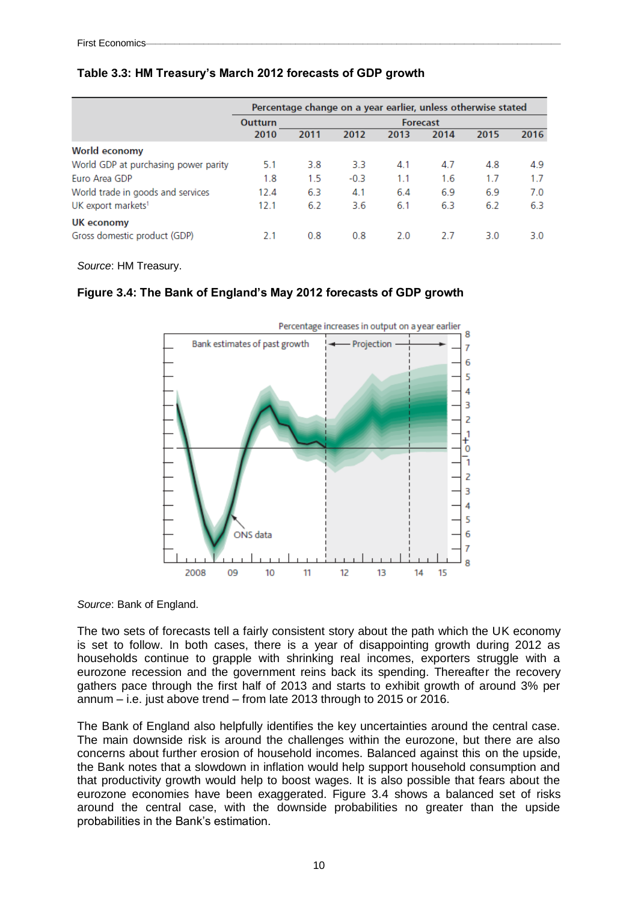**Table 3.3: HM Treasury's March 2012 forecasts of GDP growth**

| | Percentage change on a year earlier, unless otherwise stated | | | | | | |
|---|---|---|---|---|---|---|---|
| | Outturn | Forecast | | | | | |
| | 2010 | 2011 | 2012 | 2013 | 2014 | 2015 | 2016 |
| **World economy** | | | | | | | |
| World GDP at purchasing power parity | 5.1 | 3.8 | 3.3 | 4.1 | 4.7 | 4.8 | 4.9 |
| Euro Area GDP | 1.8 | 1.5 | -0.3 | 1.1 | 1.6 | 1.7 | 1.7 |
| World trade in goods and services | 12.4 | 6.3 | 4.1 | 6.4 | 6.9 | 6.9 | 7.0 |
| UK export markets[1] | 12.1 | 6.2 | 3.6 | 6.1 | 6.3 | 6.2 | 6.3 |
| **UK economy** | | | | | | | |
| Gross domestic product (GDP) | 2.1 | 0.8 | 0.8 | 2.0 | 2.7 | 3.0 | 3.0 |

*Source*: HM Treasury.

**Figure 3.4: The Bank of England's May 2012 forecasts of GDP growth**

*Source*: Bank of England.

The two sets of forecasts tell a fairly consistent story about the path which the UK economy is set to follow. In both cases, there is a year of disappointing growth during 2012 as households continue to grapple with shrinking real incomes, exporters struggle with a eurozone recession and the government reins back its spending. Thereafter the recovery gathers pace through the first half of 2013 and starts to exhibit growth of around 3% per annum – i.e. just above trend – from late 2013 through to 2015 or 2016.

The Bank of England also helpfully identifies the key uncertainties around the central case. The main downside risk is around the challenges within the eurozone, but there are also concerns about further erosion of household incomes. Balanced against this on the upside, the Bank notes that a slowdown in inflation would help support household consumption and that productivity growth would help to boost wages. It is also possible that fears about the eurozone economies have been exaggerated. Figure 3.4 shows a balanced set of risks around the central case, with the downside probabilities no greater than the upside probabilities in the Bank's estimation.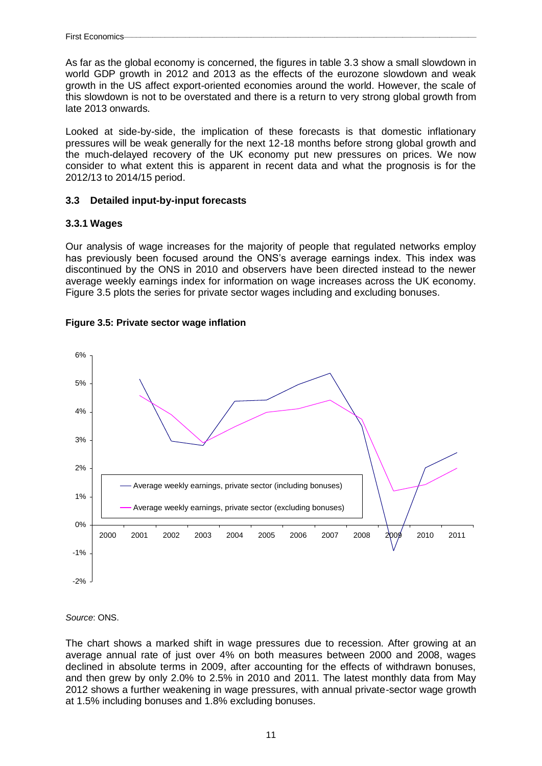As far as the global economy is concerned, the figures in table 3.3 show a small slowdown in world GDP growth in 2012 and 2013 as the effects of the eurozone slowdown and weak growth in the US affect export-oriented economies around the world. However, the scale of this slowdown is not to be overstated and there is a return to very strong global growth from late 2013 onwards.

Looked at side-by-side, the implication of these forecasts is that domestic inflationary pressures will be weak generally for the next 12-18 months before strong global growth and the much-delayed recovery of the UK economy put new pressures on prices. We now consider to what extent this is apparent in recent data and what the prognosis is for the 2012/13 to 2014/15 period.

### 3.3 Detailed input-by-input forecasts

#### 3.3.1 Wages

Our analysis of wage increases for the majority of people that regulated networks employ has previously been focused around the ONS's average earnings index. This index was discontinued by the ONS in 2010 and observers have been directed instead to the newer average weekly earnings index for information on wage increases across the UK economy. Figure 3.5 plots the series for private sector wages including and excluding bonuses.

**Figure 3.5: Private sector wage inflation**

*Source*: ONS.

The chart shows a marked shift in wage pressures due to recession. After growing at an average annual rate of just over 4% on both measures between 2000 and 2008, wages declined in absolute terms in 2009, after accounting for the effects of withdrawn bonuses, and then grew by only 2.0% to 2.5% in 2010 and 2011. The latest monthly data from May 2012 shows a further weakening in wage pressures, with annual private-sector wage growth at 1.5% including bonuses and 1.8% excluding bonuses.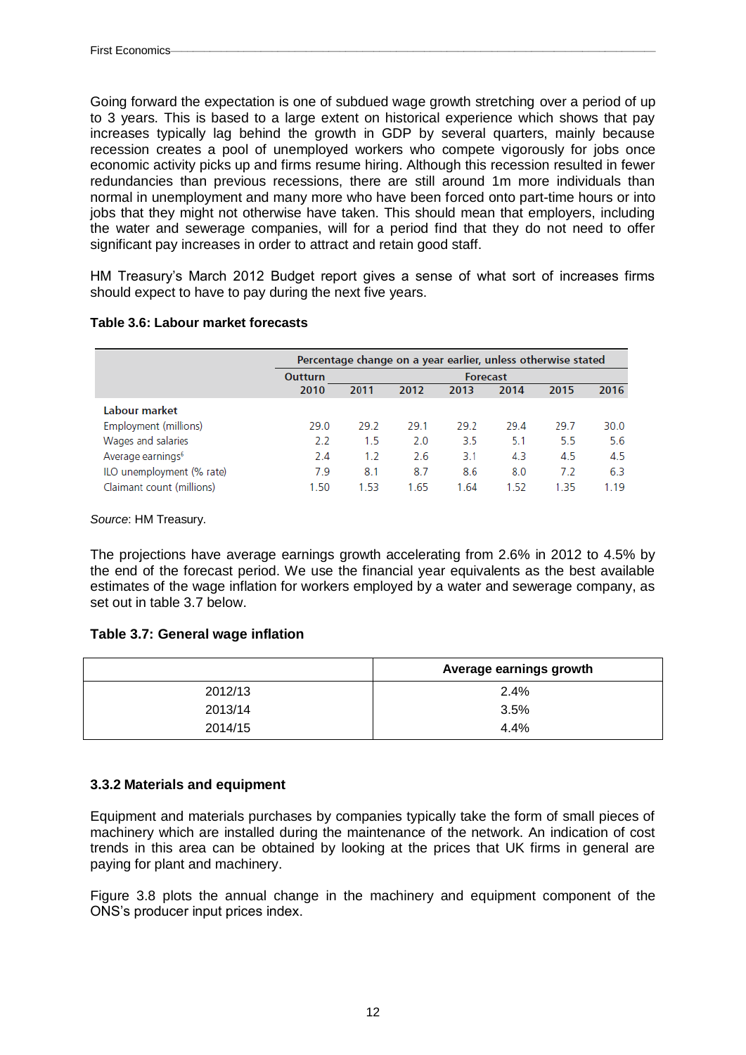Going forward the expectation is one of subdued wage growth stretching over a period of up to 3 years. This is based to a large extent on historical experience which shows that pay increases typically lag behind the growth in GDP by several quarters, mainly because recession creates a pool of unemployed workers who compete vigorously for jobs once economic activity picks up and firms resume hiring. Although this recession resulted in fewer redundancies than previous recessions, there are still around 1m more individuals than normal in unemployment and many more who have been forced onto part-time hours or into jobs that they might not otherwise have taken. This should mean that employers, including the water and sewerage companies, will for a period find that they do not need to offer significant pay increases in order to attract and retain good staff.

HM Treasury's March 2012 Budget report gives a sense of what sort of increases firms should expect to have to pay during the next five years.

**Table 3.6: Labour market forecasts**

| | Percentage change on a year earlier, unless otherwise stated | | | | | | |
|---|---|---|---|---|---|---|---|
| | Outturn | Forecast | | | | | |
| | 2010 | 2011 | 2012 | 2013 | 2014 | 2015 | 2016 |
| **Labour market** | | | | | | | |
| Employment (millions) | 29.0 | 29.2 | 29.1 | 29.2 | 29.4 | 29.7 | 30.0 |
| Wages and salaries | 2.2 | 1.5 | 2.0 | 3.5 | 5.1 | 5.5 | 5.6 |
| Average earnings[6] | 2.4 | 1.2 | 2.6 | 3.1 | 4.3 | 4.5 | 4.5 |
| ILO unemployment (% rate) | 7.9 | 8.1 | 8.7 | 8.6 | 8.0 | 7.2 | 6.3 |
| Claimant count (millions) | 1.50 | 1.53 | 1.65 | 1.64 | 1.52 | 1.35 | 1.19 |

*Source*: HM Treasury.

The projections have average earnings growth accelerating from 2.6% in 2012 to 4.5% by the end of the forecast period. We use the financial year equivalents as the best available estimates of the wage inflation for workers employed by a water and sewerage company, as set out in table 3.7 below.

**Table 3.7: General wage inflation**

| | Average earnings growth |
|---|---|
| 2012/13 | 2.4% |
| 2013/14 | 3.5% |
| 2014/15 | 4.4% |

### 3.3.2 Materials and equipment

Equipment and materials purchases by companies typically take the form of small pieces of machinery which are installed during the maintenance of the network. An indication of cost trends in this area can be obtained by looking at the prices that UK firms in general are paying for plant and machinery.

Figure 3.8 plots the annual change in the machinery and equipment component of the ONS's producer input prices index.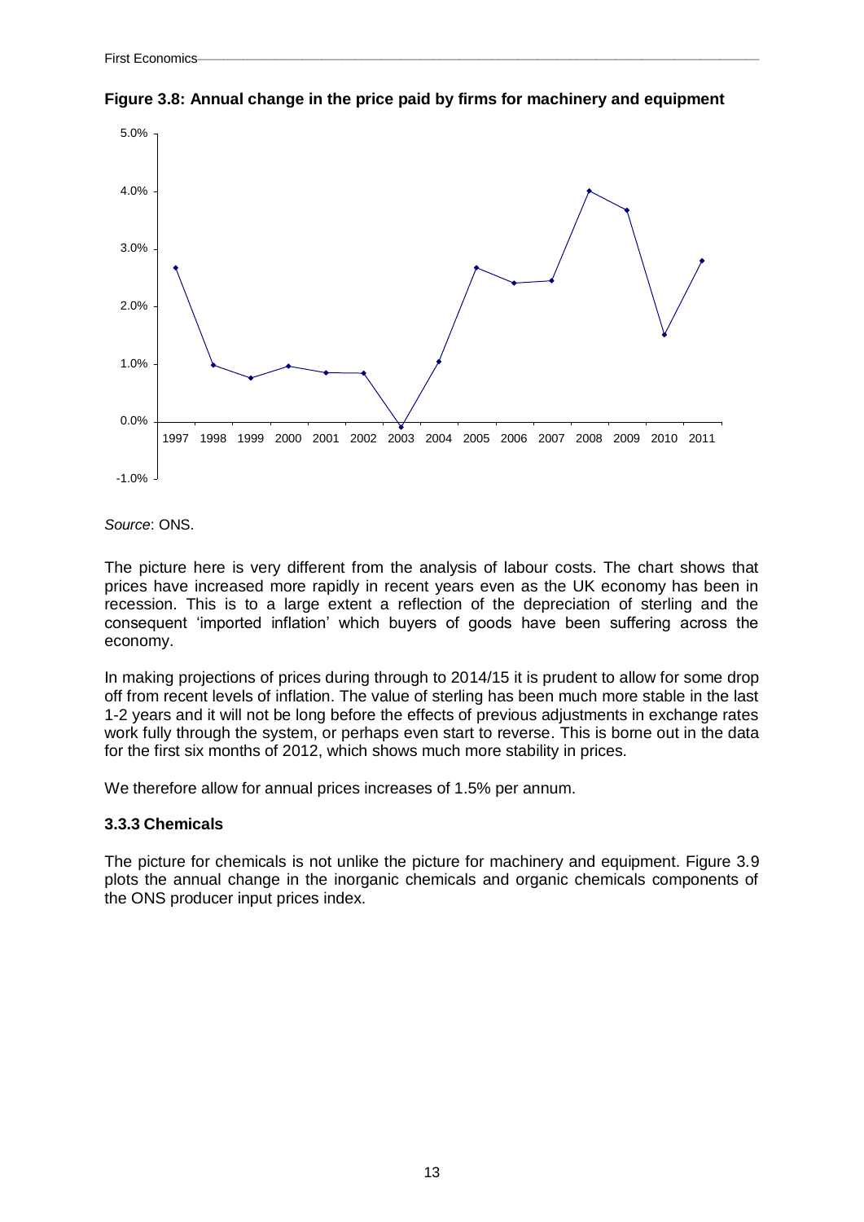**Figure 3.8: Annual change in the price paid by firms for machinery and equipment**

*Source*: ONS.

The picture here is very different from the analysis of labour costs. The chart shows that prices have increased more rapidly in recent years even as the UK economy has been in recession. This is to a large extent a reflection of the depreciation of sterling and the consequent 'imported inflation' which buyers of goods have been suffering across the economy.

In making projections of prices during through to 2014/15 it is prudent to allow for some drop off from recent levels of inflation. The value of sterling has been much more stable in the last 1-2 years and it will not be long before the effects of previous adjustments in exchange rates work fully through the system, or perhaps even start to reverse. This is borne out in the data for the first six months of 2012, which shows much more stability in prices.

We therefore allow for annual prices increases of 1.5% per annum.

### 3.3.3 Chemicals

The picture for chemicals is not unlike the picture for machinery and equipment. Figure 3.9 plots the annual change in the inorganic chemicals and organic chemicals components of the ONS producer input prices index.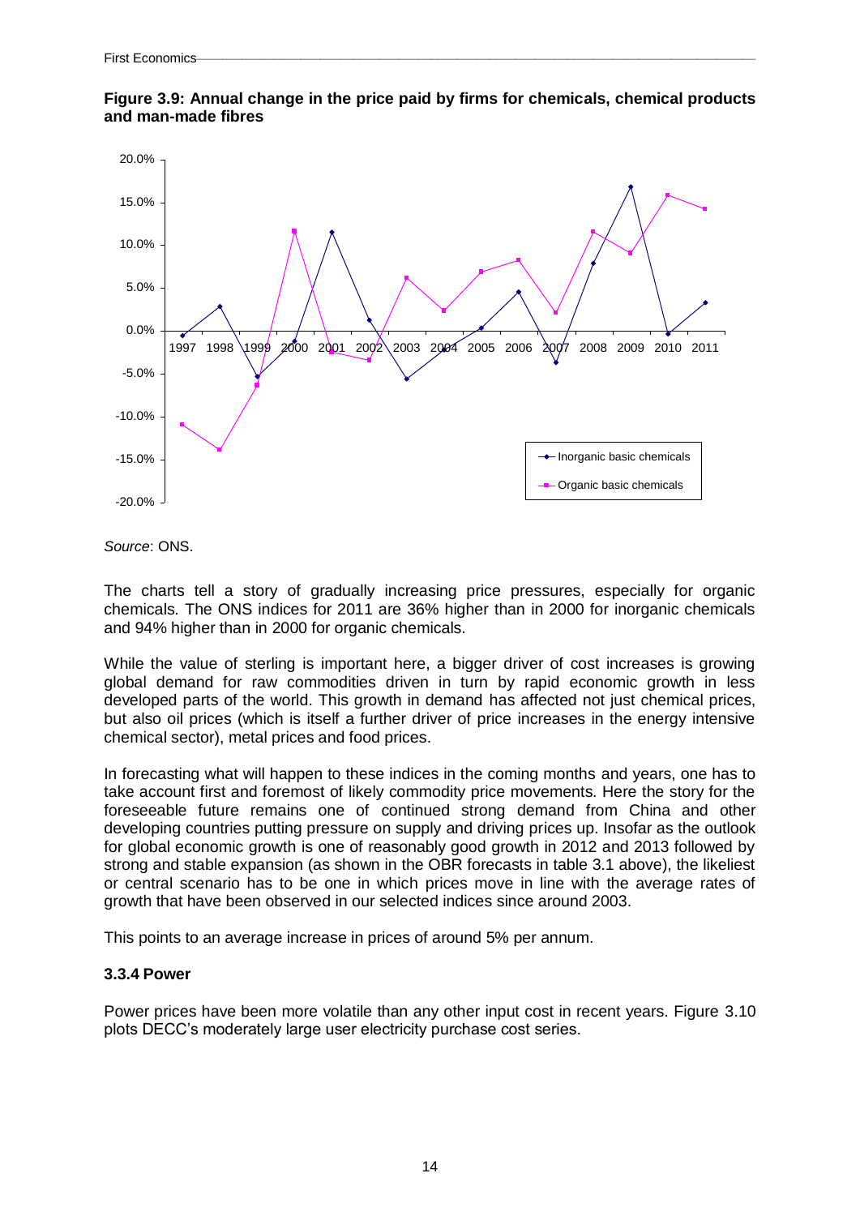**Figure 3.9: Annual change in the price paid by firms for chemicals, chemical products and man-made fibres**

*Source*: ONS.

The charts tell a story of gradually increasing price pressures, especially for organic chemicals. The ONS indices for 2011 are 36% higher than in 2000 for inorganic chemicals and 94% higher than in 2000 for organic chemicals.

While the value of sterling is important here, a bigger driver of cost increases is growing global demand for raw commodities driven in turn by rapid economic growth in less developed parts of the world. This growth in demand has affected not just chemical prices, but also oil prices (which is itself a further driver of price increases in the energy intensive chemical sector), metal prices and food prices.

In forecasting what will happen to these indices in the coming months and years, one has to take account first and foremost of likely commodity price movements. Here the story for the foreseeable future remains one of continued strong demand from China and other developing countries putting pressure on supply and driving prices up. Insofar as the outlook for global economic growth is one of reasonably good growth in 2012 and 2013 followed by strong and stable expansion (as shown in the OBR forecasts in table 3.1 above), the likeliest or central scenario has to be one in which prices move in line with the average rates of growth that have been observed in our selected indices since around 2003.

This points to an average increase in prices of around 5% per annum.

### 3.3.4 Power

Power prices have been more volatile than any other input cost in recent years. Figure 3.10 plots DECC's moderately large user electricity purchase cost series.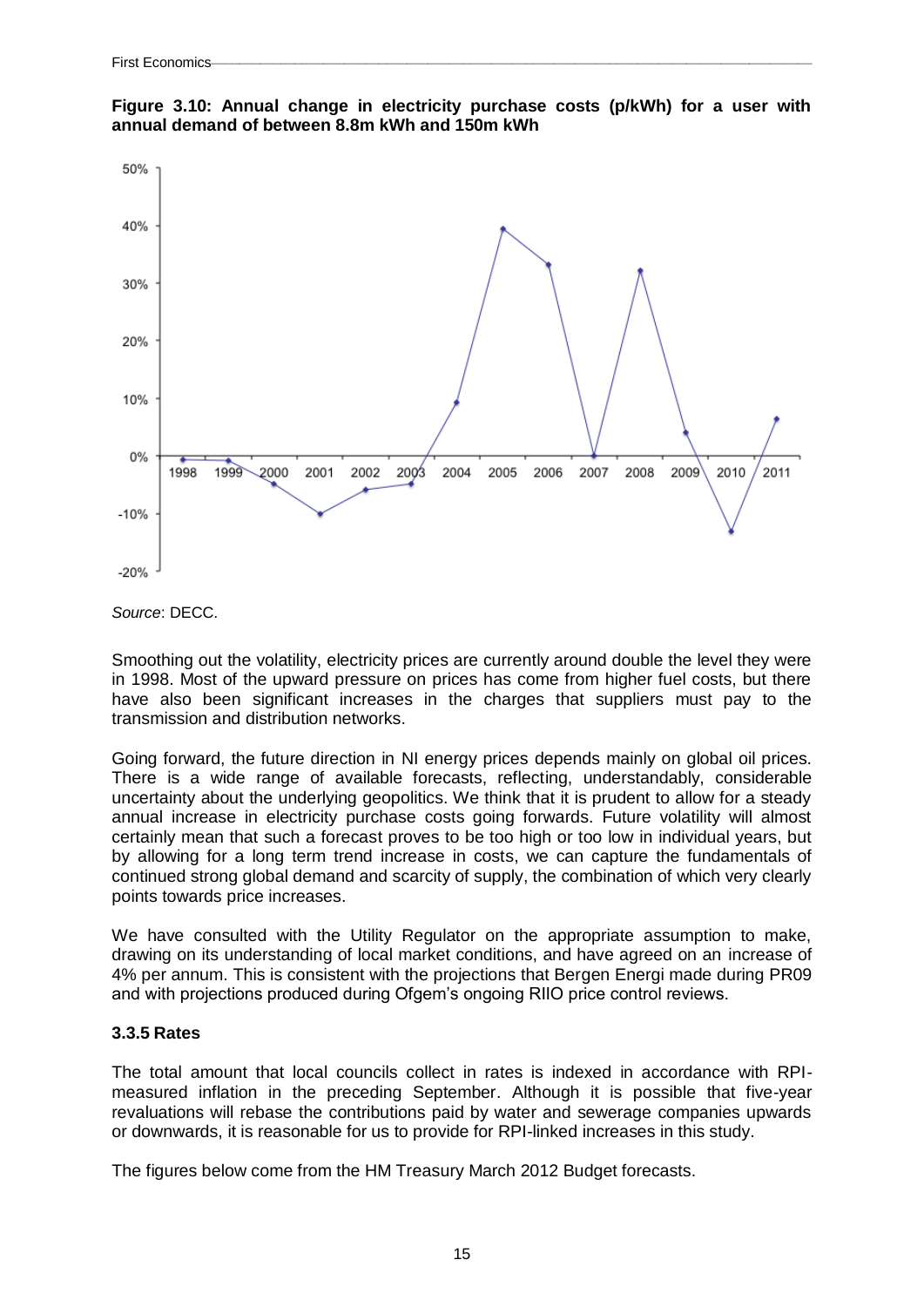**Figure 3.10: Annual change in electricity purchase costs (p/kWh) for a user with annual demand of between 8.8m kWh and 150m kWh**

*Source*: DECC.

Smoothing out the volatility, electricity prices are currently around double the level they were in 1998. Most of the upward pressure on prices has come from higher fuel costs, but there have also been significant increases in the charges that suppliers must pay to the transmission and distribution networks.

Going forward, the future direction in NI energy prices depends mainly on global oil prices. There is a wide range of available forecasts, reflecting, understandably, considerable uncertainty about the underlying geopolitics. We think that it is prudent to allow for a steady annual increase in electricity purchase costs going forwards. Future volatility will almost certainly mean that such a forecast proves to be too high or too low in individual years, but by allowing for a long term trend increase in costs, we can capture the fundamentals of continued strong global demand and scarcity of supply, the combination of which very clearly points towards price increases.

We have consulted with the Utility Regulator on the appropriate assumption to make, drawing on its understanding of local market conditions, and have agreed on an increase of 4% per annum. This is consistent with the projections that Bergen Energi made during PR09 and with projections produced during Ofgem's ongoing RIIO price control reviews.

### 3.3.5 Rates

The total amount that local councils collect in rates is indexed in accordance with RPI-measured inflation in the preceding September. Although it is possible that five-year revaluations will rebase the contributions paid by water and sewerage companies upwards or downwards, it is reasonable for us to provide for RPI-linked increases in this study.

The figures below come from the HM Treasury March 2012 Budget forecasts.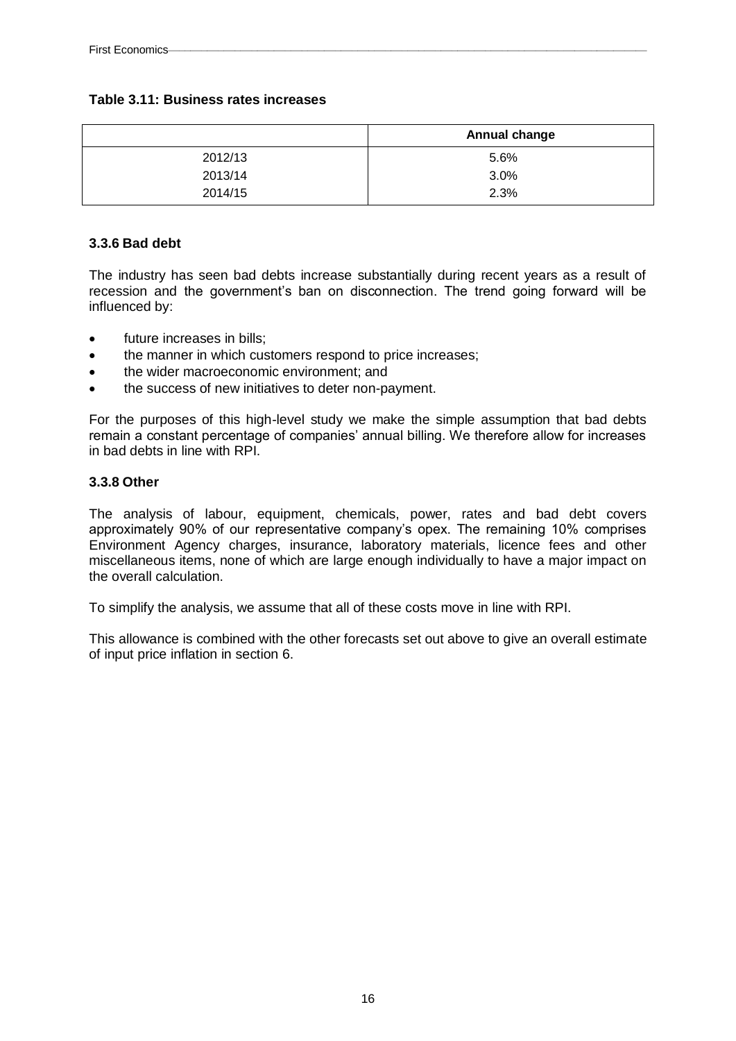**Table 3.11: Business rates increases**

| | Annual change |
|---|---|
| 2012/13 | 5.6% |
| 2013/14 | 3.0% |
| 2014/15 | 2.3% |

### 3.3.6 Bad debt

The industry has seen bad debts increase substantially during recent years as a result of recession and the government's ban on disconnection. The trend going forward will be influenced by:

- future increases in bills;
- the manner in which customers respond to price increases;
- the wider macroeconomic environment; and
- the success of new initiatives to deter non-payment.

For the purposes of this high-level study we make the simple assumption that bad debts remain a constant percentage of companies' annual billing. We therefore allow for increases in bad debts in line with RPI.

### 3.3.8 Other

The analysis of labour, equipment, chemicals, power, rates and bad debt covers approximately 90% of our representative company's opex. The remaining 10% comprises Environment Agency charges, insurance, laboratory materials, licence fees and other miscellaneous items, none of which are large enough individually to have a major impact on the overall calculation.

To simplify the analysis, we assume that all of these costs move in line with RPI.

This allowance is combined with the other forecasts set out above to give an overall estimate of input price inflation in section 6.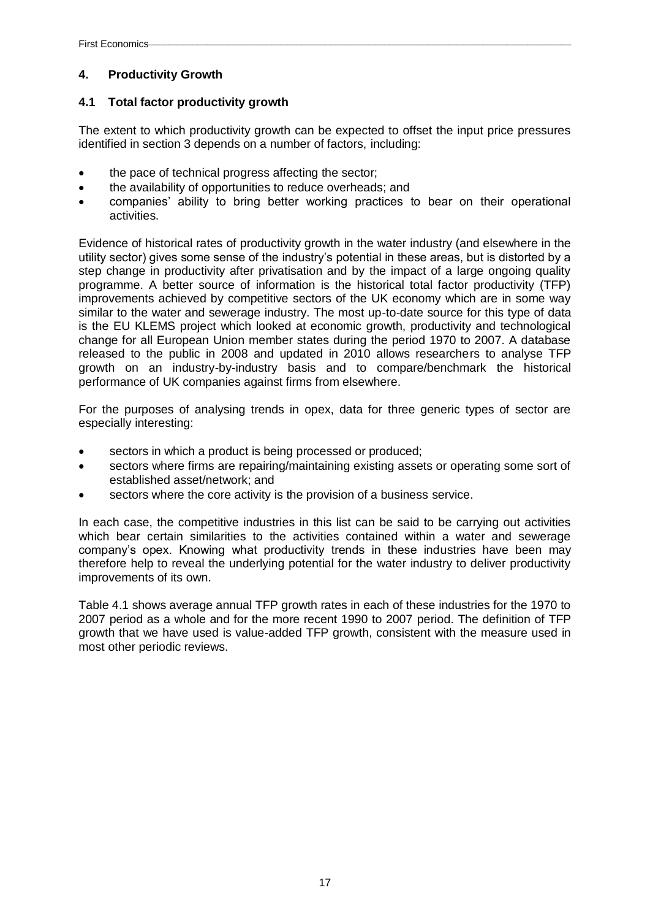## 4. Productivity Growth

### 4.1 Total factor productivity growth

The extent to which productivity growth can be expected to offset the input price pressures identified in section 3 depends on a number of factors, including:

- the pace of technical progress affecting the sector;
- the availability of opportunities to reduce overheads; and
- companies' ability to bring better working practices to bear on their operational activities.

Evidence of historical rates of productivity growth in the water industry (and elsewhere in the utility sector) gives some sense of the industry's potential in these areas, but is distorted by a step change in productivity after privatisation and by the impact of a large ongoing quality programme. A better source of information is the historical total factor productivity (TFP) improvements achieved by competitive sectors of the UK economy which are in some way similar to the water and sewerage industry. The most up-to-date source for this type of data is the EU KLEMS project which looked at economic growth, productivity and technological change for all European Union member states during the period 1970 to 2007. A database released to the public in 2008 and updated in 2010 allows researchers to analyse TFP growth on an industry-by-industry basis and to compare/benchmark the historical performance of UK companies against firms from elsewhere.

For the purposes of analysing trends in opex, data for three generic types of sector are especially interesting:

- sectors in which a product is being processed or produced;
- sectors where firms are repairing/maintaining existing assets or operating some sort of established asset/network; and
- sectors where the core activity is the provision of a business service.

In each case, the competitive industries in this list can be said to be carrying out activities which bear certain similarities to the activities contained within a water and sewerage company's opex. Knowing what productivity trends in these industries have been may therefore help to reveal the underlying potential for the water industry to deliver productivity improvements of its own.

Table 4.1 shows average annual TFP growth rates in each of these industries for the 1970 to 2007 period as a whole and for the more recent 1990 to 2007 period. The definition of TFP growth that we have used is value-added TFP growth, consistent with the measure used in most other periodic reviews.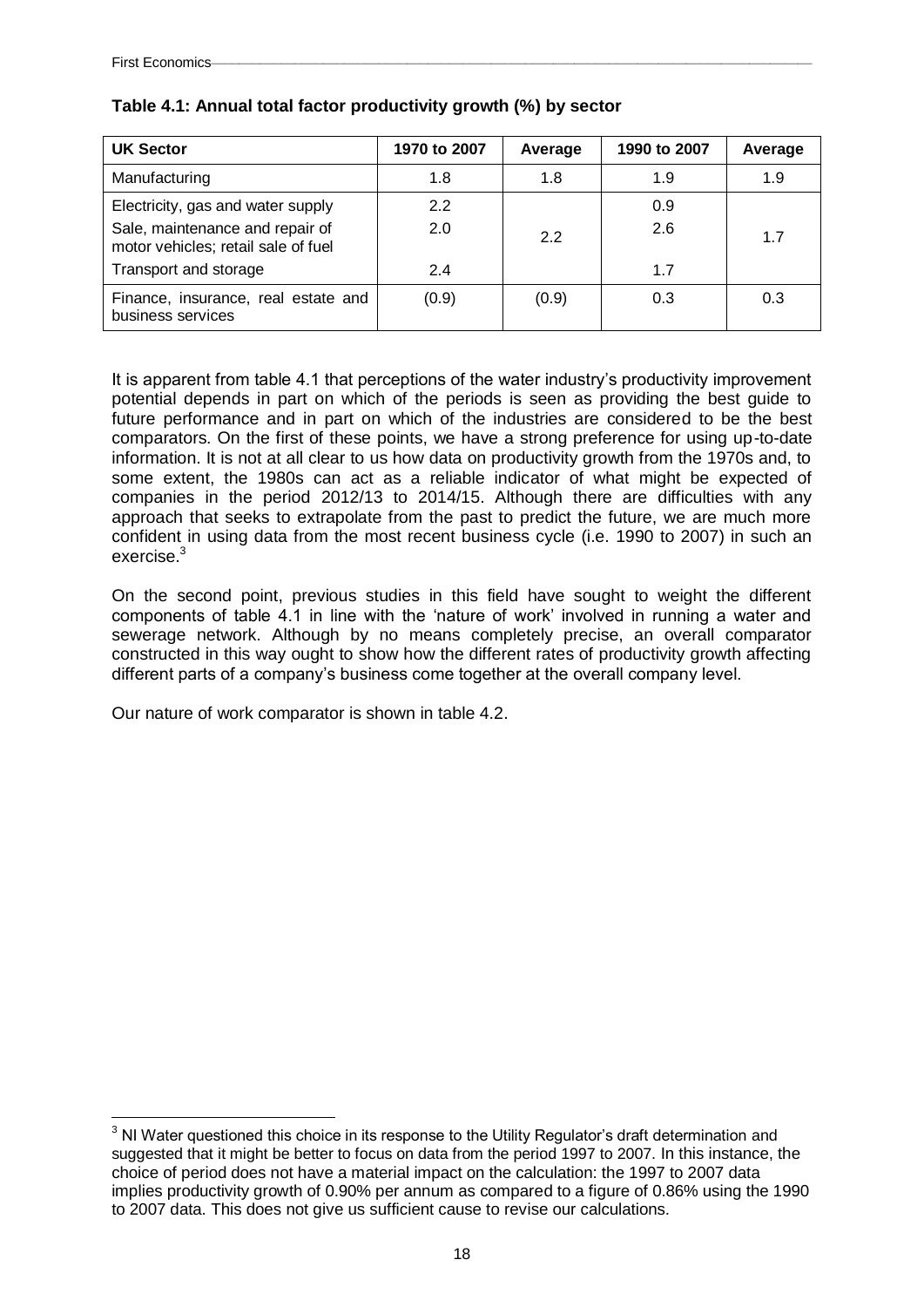**Table 4.1: Annual total factor productivity growth (%) by sector**

| UK Sector | 1970 to 2007 | Average | 1990 to 2007 | Average |
|---|---|---|---|---|
| Manufacturing | 1.8 | 1.8 | 1.9 | 1.9 |
| Electricity, gas and water supply | 2.2 | 2.2 | 0.9 | 1.7 |
| Sale, maintenance and repair of motor vehicles; retail sale of fuel | 2.0 | | 2.6 | |
| Transport and storage | 2.4 | | 1.7 | |
| Finance, insurance, real estate and business services | (0.9) | (0.9) | 0.3 | 0.3 |

It is apparent from table 4.1 that perceptions of the water industry's productivity improvement potential depends in part on which of the periods is seen as providing the best guide to future performance and in part on which of the industries are considered to be the best comparators. On the first of these points, we have a strong preference for using up-to-date information. It is not at all clear to us how data on productivity growth from the 1970s and, to some extent, the 1980s can act as a reliable indicator of what might be expected of companies in the period 2012/13 to 2014/15. Although there are difficulties with any approach that seeks to extrapolate from the past to predict the future, we are much more confident in using data from the most recent business cycle (i.e. 1990 to 2007) in such an exercise.[3]

On the second point, previous studies in this field have sought to weight the different components of table 4.1 in line with the 'nature of work' involved in running a water and sewerage network. Although by no means completely precise, an overall comparator constructed in this way ought to show how the different rates of productivity growth affecting different parts of a company's business come together at the overall company level.

Our nature of work comparator is shown in table 4.2.

---

[3] NI Water questioned this choice in its response to the Utility Regulator's draft determination and suggested that it might be better to focus on data from the period 1997 to 2007. In this instance, the choice of period does not have a material impact on the calculation: the 1997 to 2007 data implies productivity growth of 0.90% per annum as compared to a figure of 0.86% using the 1990 to 2007 data. This does not give us sufficient cause to revise our calculations.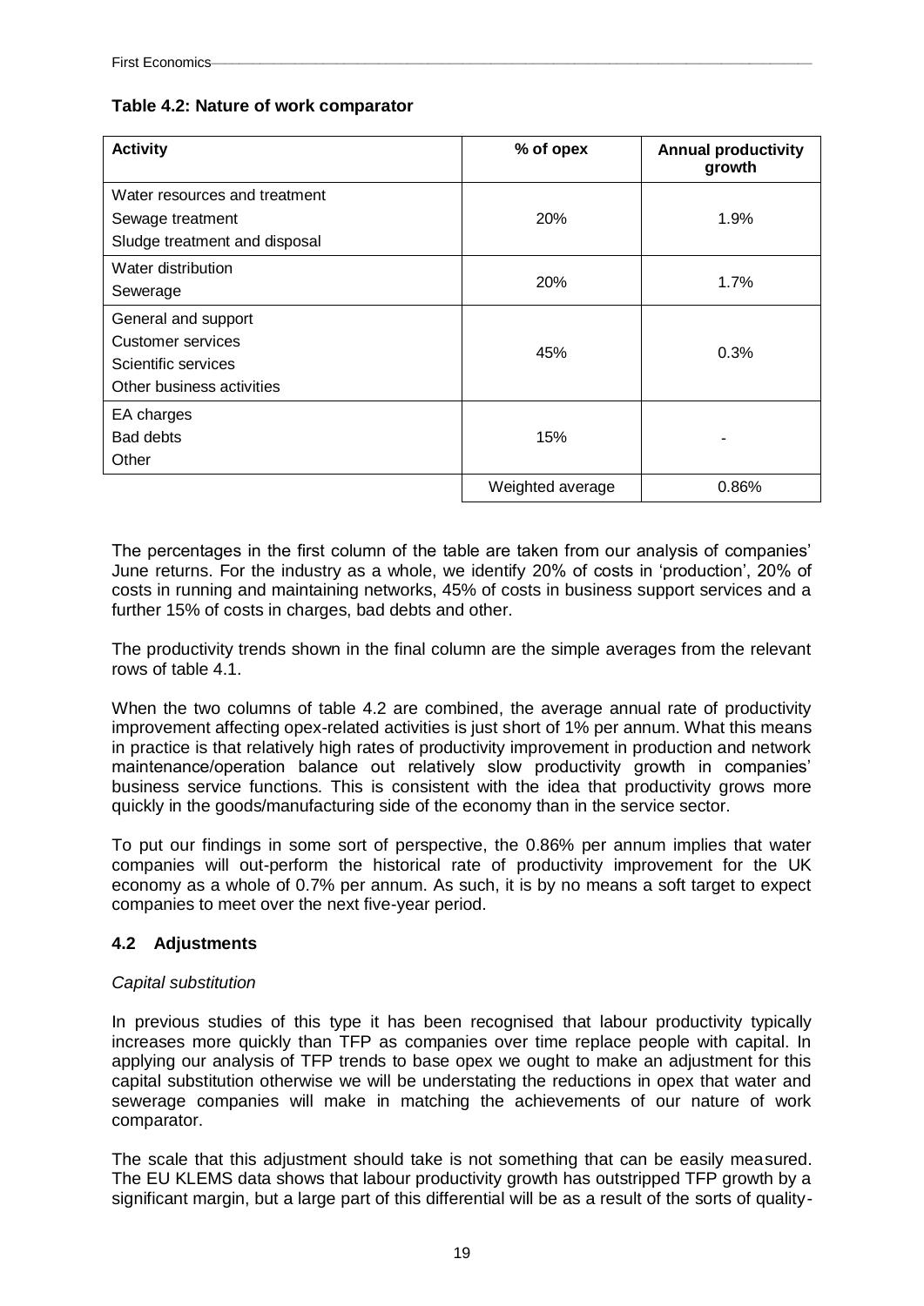**Table 4.2: Nature of work comparator**

| Activity | % of opex | Annual productivity growth |
|---|---|---|
| Water resources and treatment<br>Sewage treatment<br>Sludge treatment and disposal | 20% | 1.9% |
| Water distribution<br>Sewerage | 20% | 1.7% |
| General and support<br>Customer services<br>Scientific services<br>Other business activities | 45% | 0.3% |
| EA charges<br>Bad debts<br>Other | 15% | - |
| | Weighted average | 0.86% |

The percentages in the first column of the table are taken from our analysis of companies' June returns. For the industry as a whole, we identify 20% of costs in 'production', 20% of costs in running and maintaining networks, 45% of costs in business support services and a further 15% of costs in charges, bad debts and other.

The productivity trends shown in the final column are the simple averages from the relevant rows of table 4.1.

When the two columns of table 4.2 are combined, the average annual rate of productivity improvement affecting opex-related activities is just short of 1% per annum. What this means in practice is that relatively high rates of productivity improvement in production and network maintenance/operation balance out relatively slow productivity growth in companies' business service functions. This is consistent with the idea that productivity grows more quickly in the goods/manufacturing side of the economy than in the service sector.

To put our findings in some sort of perspective, the 0.86% per annum implies that water companies will out-perform the historical rate of productivity improvement for the UK economy as a whole of 0.7% per annum. As such, it is by no means a soft target to expect companies to meet over the next five-year period.

## 4.2 Adjustments

*Capital substitution*

In previous studies of this type it has been recognised that labour productivity typically increases more quickly than TFP as companies over time replace people with capital. In applying our analysis of TFP trends to base opex we ought to make an adjustment for this capital substitution otherwise we will be understating the reductions in opex that water and sewerage companies will make in matching the achievements of our nature of work comparator.

The scale that this adjustment should take is not something that can be easily measured. The EU KLEMS data shows that labour productivity growth has outstripped TFP growth by a significant margin, but a large part of this differential will be as a result of the sorts of quality-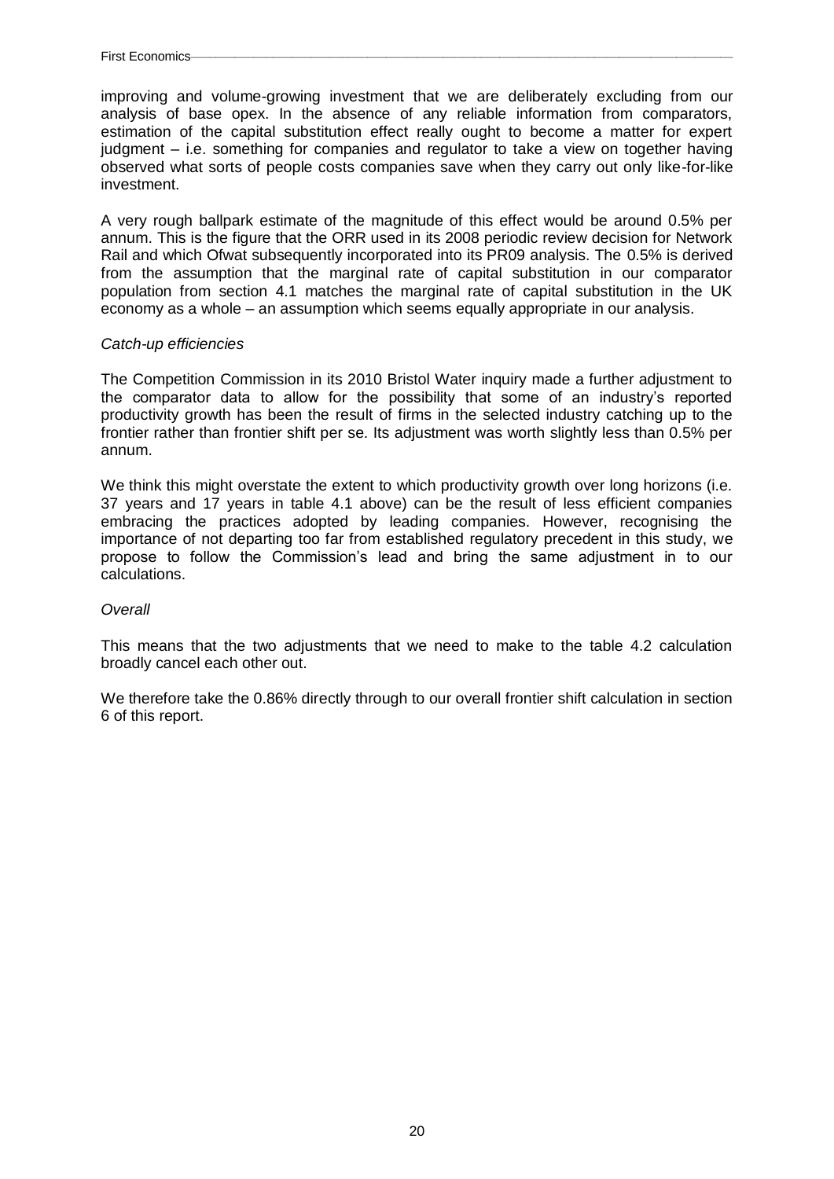improving and volume-growing investment that we are deliberately excluding from our analysis of base opex. In the absence of any reliable information from comparators, estimation of the capital substitution effect really ought to become a matter for expert judgment – i.e. something for companies and regulator to take a view on together having observed what sorts of people costs companies save when they carry out only like-for-like investment.

A very rough ballpark estimate of the magnitude of this effect would be around 0.5% per annum. This is the figure that the ORR used in its 2008 periodic review decision for Network Rail and which Ofwat subsequently incorporated into its PR09 analysis. The 0.5% is derived from the assumption that the marginal rate of capital substitution in our comparator population from section 4.1 matches the marginal rate of capital substitution in the UK economy as a whole – an assumption which seems equally appropriate in our analysis.

*Catch-up efficiencies*

The Competition Commission in its 2010 Bristol Water inquiry made a further adjustment to the comparator data to allow for the possibility that some of an industry's reported productivity growth has been the result of firms in the selected industry catching up to the frontier rather than frontier shift per se. Its adjustment was worth slightly less than 0.5% per annum.

We think this might overstate the extent to which productivity growth over long horizons (i.e. 37 years and 17 years in table 4.1 above) can be the result of less efficient companies embracing the practices adopted by leading companies. However, recognising the importance of not departing too far from established regulatory precedent in this study, we propose to follow the Commission's lead and bring the same adjustment in to our calculations.

*Overall*

This means that the two adjustments that we need to make to the table 4.2 calculation broadly cancel each other out.

We therefore take the 0.86% directly through to our overall frontier shift calculation in section 6 of this report.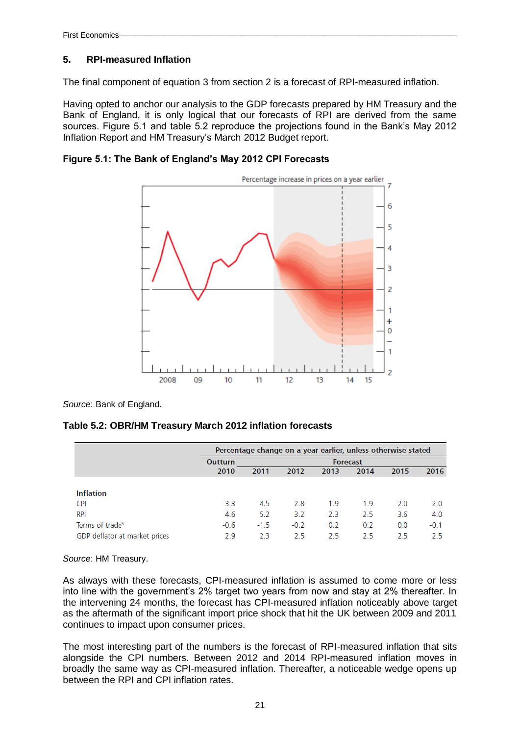## 5. RPI-measured Inflation

The final component of equation 3 from section 2 is a forecast of RPI-measured inflation.

Having opted to anchor our analysis to the GDP forecasts prepared by HM Treasury and the Bank of England, it is only logical that our forecasts of RPI are derived from the same sources. Figure 5.1 and table 5.2 reproduce the projections found in the Bank's May 2012 Inflation Report and HM Treasury's March 2012 Budget report.

**Figure 5.1: The Bank of England's May 2012 CPI Forecasts**

*Source*: Bank of England.

**Table 5.2: OBR/HM Treasury March 2012 inflation forecasts**

| | Percentage change on a year earlier, unless otherwise stated | | | | | | |
|---|---|---|---|---|---|---|---|
| | Outturn | Forecast | | | | | |
| | 2010 | 2011 | 2012 | 2013 | 2014 | 2015 | 2016 |
| **Inflation** | | | | | | | |
| CPI | 3.3 | 4.5 | 2.8 | 1.9 | 1.9 | 2.0 | 2.0 |
| RPI | 4.6 | 5.2 | 3.2 | 2.3 | 2.5 | 3.6 | 4.0 |
| Terms of trade[5] | -0.6 | -1.5 | -0.2 | 0.2 | 0.2 | 0.0 | -0.1 |
| GDP deflator at market prices | 2.9 | 2.3 | 2.5 | 2.5 | 2.5 | 2.5 | 2.5 |

*Source*: HM Treasury.

As always with these forecasts, CPI-measured inflation is assumed to come more or less into line with the government's 2% target two years from now and stay at 2% thereafter. In the intervening 24 months, the forecast has CPI-measured inflation noticeably above target as the aftermath of the significant import price shock that hit the UK between 2009 and 2011 continues to impact upon consumer prices.

The most interesting part of the numbers is the forecast of RPI-measured inflation that sits alongside the CPI numbers. Between 2012 and 2014 RPI-measured inflation moves in broadly the same way as CPI-measured inflation. Thereafter, a noticeable wedge opens up between the RPI and CPI inflation rates.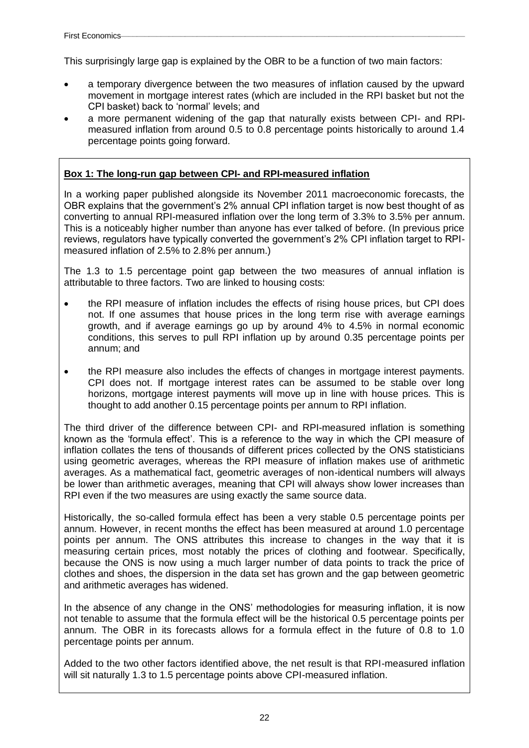This surprisingly large gap is explained by the OBR to be a function of two main factors:

- a temporary divergence between the two measures of inflation caused by the upward movement in mortgage interest rates (which are included in the RPI basket but not the CPI basket) back to 'normal' levels; and
- a more permanent widening of the gap that naturally exists between CPI- and RPI-measured inflation from around 0.5 to 0.8 percentage points historically to around 1.4 percentage points going forward.

**Box 1: The long-run gap between CPI- and RPI-measured inflation**

In a working paper published alongside its November 2011 macroeconomic forecasts, the OBR explains that the government's 2% annual CPI inflation target is now best thought of as converting to annual RPI-measured inflation over the long term of 3.3% to 3.5% per annum. This is a noticeably higher number than anyone has ever talked of before. (In previous price reviews, regulators have typically converted the government's 2% CPI inflation target to RPI-measured inflation of 2.5% to 2.8% per annum.)

The 1.3 to 1.5 percentage point gap between the two measures of annual inflation is attributable to three factors. Two are linked to housing costs:

- the RPI measure of inflation includes the effects of rising house prices, but CPI does not. If one assumes that house prices in the long term rise with average earnings growth, and if average earnings go up by around 4% to 4.5% in normal economic conditions, this serves to pull RPI inflation up by around 0.35 percentage points per annum; and
- the RPI measure also includes the effects of changes in mortgage interest payments. CPI does not. If mortgage interest rates can be assumed to be stable over long horizons, mortgage interest payments will move up in line with house prices. This is thought to add another 0.15 percentage points per annum to RPI inflation.

The third driver of the difference between CPI- and RPI-measured inflation is something known as the 'formula effect'. This is a reference to the way in which the CPI measure of inflation collates the tens of thousands of different prices collected by the ONS statisticians using geometric averages, whereas the RPI measure of inflation makes use of arithmetic averages. As a mathematical fact, geometric averages of non-identical numbers will always be lower than arithmetic averages, meaning that CPI will always show lower increases than RPI even if the two measures are using exactly the same source data.

Historically, the so-called formula effect has been a very stable 0.5 percentage points per annum. However, in recent months the effect has been measured at around 1.0 percentage points per annum. The ONS attributes this increase to changes in the way that it is measuring certain prices, most notably the prices of clothing and footwear. Specifically, because the ONS is now using a much larger number of data points to track the price of clothes and shoes, the dispersion in the data set has grown and the gap between geometric and arithmetic averages has widened.

In the absence of any change in the ONS' methodologies for measuring inflation, it is now not tenable to assume that the formula effect will be the historical 0.5 percentage points per annum. The OBR in its forecasts allows for a formula effect in the future of 0.8 to 1.0 percentage points per annum.

Added to the two other factors identified above, the net result is that RPI-measured inflation will sit naturally 1.3 to 1.5 percentage points above CPI-measured inflation.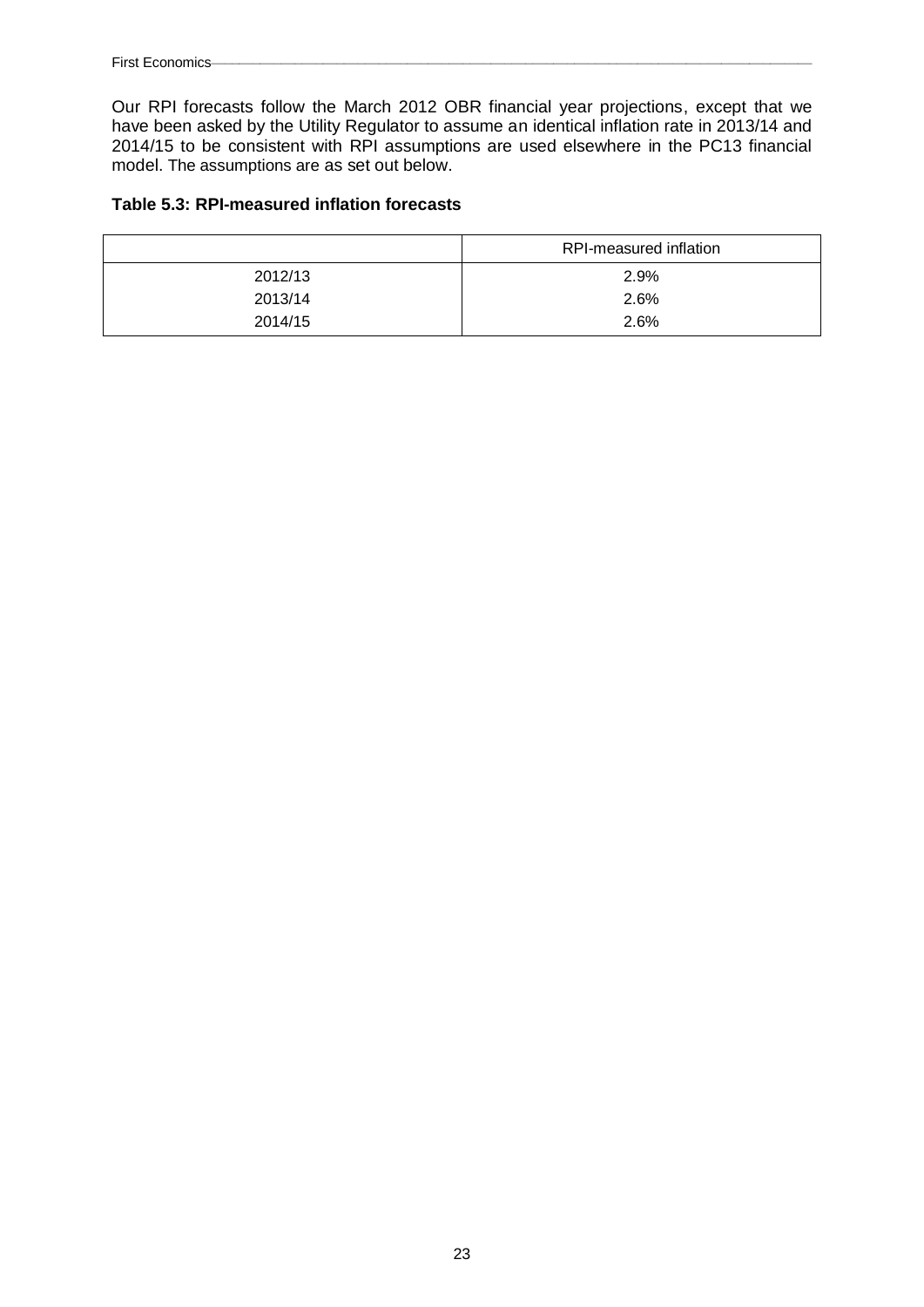Our RPI forecasts follow the March 2012 OBR financial year projections, except that we have been asked by the Utility Regulator to assume an identical inflation rate in 2013/14 and 2014/15 to be consistent with RPI assumptions are used elsewhere in the PC13 financial model. The assumptions are as set out below.

**Table 5.3: RPI-measured inflation forecasts**

| | RPI-measured inflation |
|---|---|
| 2012/13 | 2.9% |
| 2013/14 | 2.6% |
| 2014/15 | 2.6% |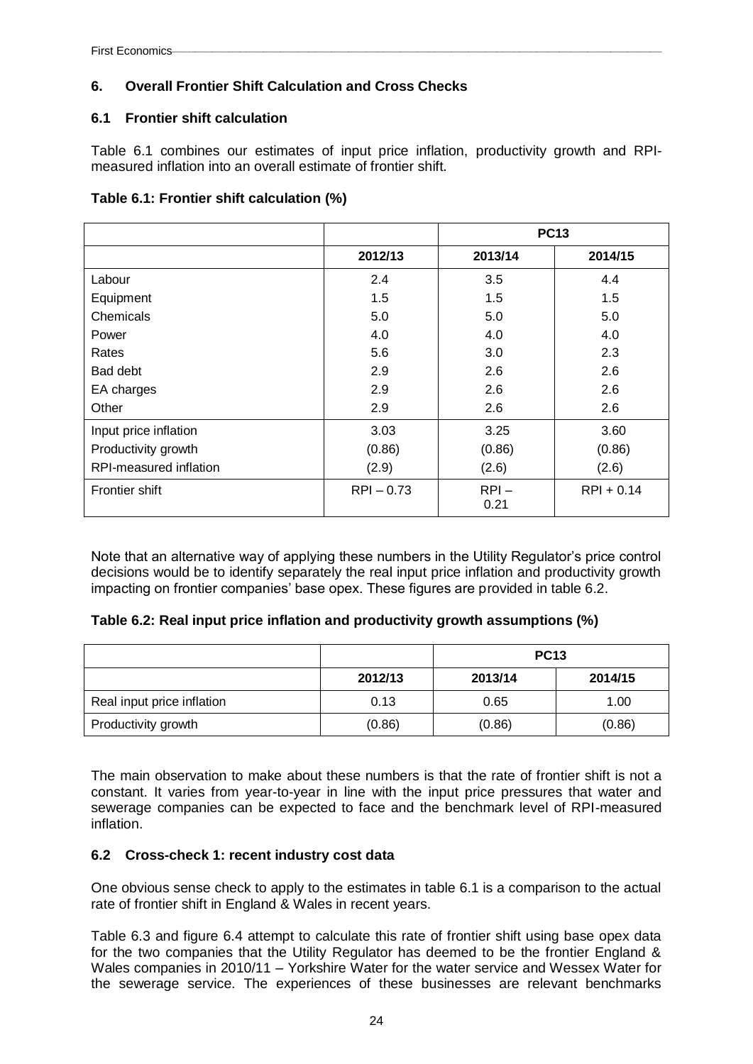## 6. Overall Frontier Shift Calculation and Cross Checks

### 6.1 Frontier shift calculation

Table 6.1 combines our estimates of input price inflation, productivity growth and RPI-measured inflation into an overall estimate of frontier shift.

**Table 6.1: Frontier shift calculation (%)**

| | | PC13 | |
|---|---|---|---|
| | 2012/13 | 2013/14 | 2014/15 |
| Labour | 2.4 | 3.5 | 4.4 |
| Equipment | 1.5 | 1.5 | 1.5 |
| Chemicals | 5.0 | 5.0 | 5.0 |
| Power | 4.0 | 4.0 | 4.0 |
| Rates | 5.6 | 3.0 | 2.3 |
| Bad debt | 2.9 | 2.6 | 2.6 |
| EA charges | 2.9 | 2.6 | 2.6 |
| Other | 2.9 | 2.6 | 2.6 |
| Input price inflation | 3.03 | 3.25 | 3.60 |
| Productivity growth | (0.86) | (0.86) | (0.86) |
| RPI-measured inflation | (2.9) | (2.6) | (2.6) |
| Frontier shift | RPI – 0.73 | RPI – 0.21 | RPI + 0.14 |

Note that an alternative way of applying these numbers in the Utility Regulator's price control decisions would be to identify separately the real input price inflation and productivity growth impacting on frontier companies' base opex. These figures are provided in table 6.2.

**Table 6.2: Real input price inflation and productivity growth assumptions (%)**

| | | PC13 | |
|---|---|---|---|
| | 2012/13 | 2013/14 | 2014/15 |
| Real input price inflation | 0.13 | 0.65 | 1.00 |
| Productivity growth | (0.86) | (0.86) | (0.86) |

The main observation to make about these numbers is that the rate of frontier shift is not a constant. It varies from year-to-year in line with the input price pressures that water and sewerage companies can be expected to face and the benchmark level of RPI-measured inflation.

### 6.2 Cross-check 1: recent industry cost data

One obvious sense check to apply to the estimates in table 6.1 is a comparison to the actual rate of frontier shift in England & Wales in recent years.

Table 6.3 and figure 6.4 attempt to calculate this rate of frontier shift using base opex data for the two companies that the Utility Regulator has deemed to be the frontier England & Wales companies in 2010/11 – Yorkshire Water for the water service and Wessex Water for the sewerage service. The experiences of these businesses are relevant benchmarks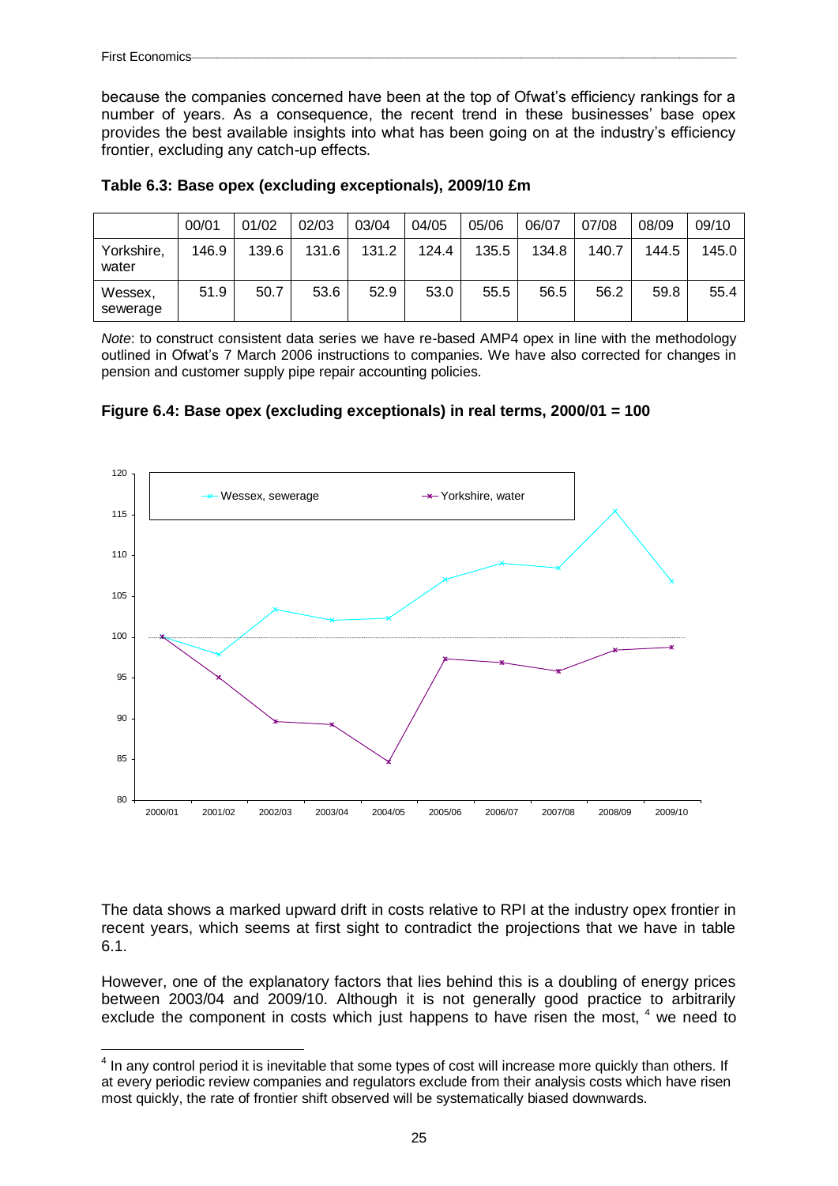because the companies concerned have been at the top of Ofwat's efficiency rankings for a number of years. As a consequence, the recent trend in these businesses' base opex provides the best available insights into what has been going on at the industry's efficiency frontier, excluding any catch-up effects.

**Table 6.3: Base opex (excluding exceptionals), 2009/10 £m**

| | 00/01 | 01/02 | 02/03 | 03/04 | 04/05 | 05/06 | 06/07 | 07/08 | 08/09 | 09/10 |
|---|---|---|---|---|---|---|---|---|---|---|
| Yorkshire, water | 146.9 | 139.6 | 131.6 | 131.2 | 124.4 | 135.5 | 134.8 | 140.7 | 144.5 | 145.0 |
| Wessex, sewerage | 51.9 | 50.7 | 53.6 | 52.9 | 53.0 | 55.5 | 56.5 | 56.2 | 59.8 | 55.4 |

*Note*: to construct consistent data series we have re-based AMP4 opex in line with the methodology outlined in Ofwat's 7 March 2006 instructions to companies. We have also corrected for changes in pension and customer supply pipe repair accounting policies.

**Figure 6.4: Base opex (excluding exceptionals) in real terms, 2000/01 = 100**

The data shows a marked upward drift in costs relative to RPI at the industry opex frontier in recent years, which seems at first sight to contradict the projections that we have in table 6.1.

However, one of the explanatory factors that lies behind this is a doubling of energy prices between 2003/04 and 2009/10. Although it is not generally good practice to arbitrarily exclude the component in costs which just happens to have risen the most, [4] we need to

[4] In any control period it is inevitable that some types of cost will increase more quickly than others. If at every periodic review companies and regulators exclude from their analysis costs which have risen most quickly, the rate of frontier shift observed will be systematically biased downwards.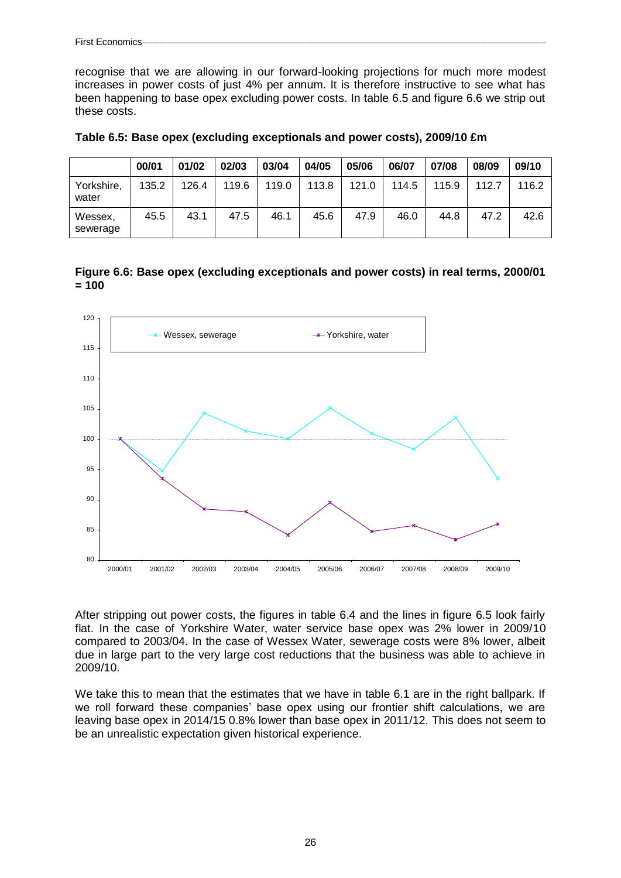recognise that we are allowing in our forward-looking projections for much more modest increases in power costs of just 4% per annum. It is therefore instructive to see what has been happening to base opex excluding power costs. In table 6.5 and figure 6.6 we strip out these costs.

**Table 6.5: Base opex (excluding exceptionals and power costs), 2009/10 £m**

| | 00/01 | 01/02 | 02/03 | 03/04 | 04/05 | 05/06 | 06/07 | 07/08 | 08/09 | 09/10 |
|---|---|---|---|---|---|---|---|---|---|---|
| Yorkshire, water | 135.2 | 126.4 | 119.6 | 119.0 | 113.8 | 121.0 | 114.5 | 115.9 | 112.7 | 116.2 |
| Wessex, sewerage | 45.5 | 43.1 | 47.5 | 46.1 | 45.6 | 47.9 | 46.0 | 44.8 | 47.2 | 42.6 |

**Figure 6.6: Base opex (excluding exceptionals and power costs) in real terms, 2000/01 = 100**

After stripping out power costs, the figures in table 6.4 and the lines in figure 6.5 look fairly flat. In the case of Yorkshire Water, water service base opex was 2% lower in 2009/10 compared to 2003/04. In the case of Wessex Water, sewerage costs were 8% lower, albeit due in large part to the very large cost reductions that the business was able to achieve in 2009/10.

We take this to mean that the estimates that we have in table 6.1 are in the right ballpark. If we roll forward these companies' base opex using our frontier shift calculations, we are leaving base opex in 2014/15 0.8% lower than base opex in 2011/12. This does not seem to be an unrealistic expectation given historical experience.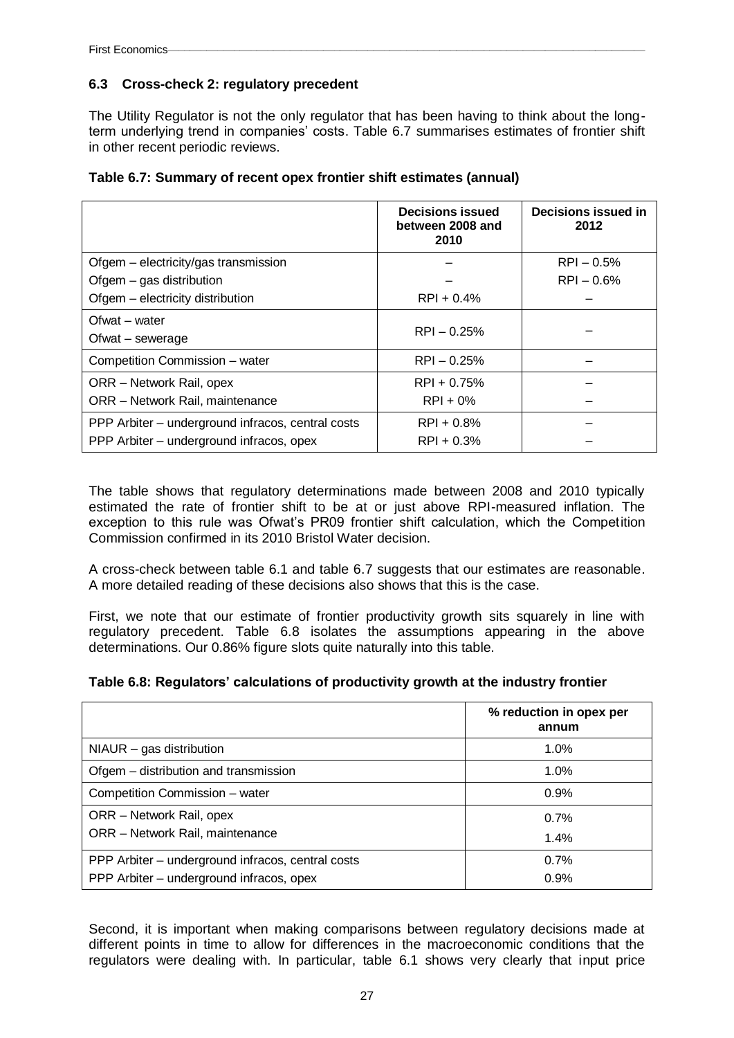### 6.3 Cross-check 2: regulatory precedent

The Utility Regulator is not the only regulator that has been having to think about the long-term underlying trend in companies' costs. Table 6.7 summarises estimates of frontier shift in other recent periodic reviews.

**Table 6.7: Summary of recent opex frontier shift estimates (annual)**

| | Decisions issued between 2008 and 2010 | Decisions issued in 2012 |
|---|---|---|
| Ofgem – electricity/gas transmission | – | RPI – 0.5% |
| Ofgem – gas distribution | – | RPI – 0.6% |
| Ofgem – electricity distribution | RPI + 0.4% | – |
| Ofwat – water<br>Ofwat – sewerage | RPI – 0.25% | – |
| Competition Commission – water | RPI – 0.25% | – |
| ORR – Network Rail, opex | RPI + 0.75% | – |
| ORR – Network Rail, maintenance | RPI + 0% | – |
| PPP Arbiter – underground infracos, central costs | RPI + 0.8% | – |
| PPP Arbiter – underground infracos, opex | RPI + 0.3% | – |

The table shows that regulatory determinations made between 2008 and 2010 typically estimated the rate of frontier shift to be at or just above RPI-measured inflation. The exception to this rule was Ofwat's PR09 frontier shift calculation, which the Competition Commission confirmed in its 2010 Bristol Water decision.

A cross-check between table 6.1 and table 6.7 suggests that our estimates are reasonable. A more detailed reading of these decisions also shows that this is the case.

First, we note that our estimate of frontier productivity growth sits squarely in line with regulatory precedent. Table 6.8 isolates the assumptions appearing in the above determinations. Our 0.86% figure slots quite naturally into this table.

**Table 6.8: Regulators' calculations of productivity growth at the industry frontier**

| | % reduction in opex per annum |
|---|---|
| NIAUR – gas distribution | 1.0% |
| Ofgem – distribution and transmission | 1.0% |
| Competition Commission – water | 0.9% |
| ORR – Network Rail, opex | 0.7% |
| ORR – Network Rail, maintenance | 1.4% |
| PPP Arbiter – underground infracos, central costs | 0.7% |
| PPP Arbiter – underground infracos, opex | 0.9% |

Second, it is important when making comparisons between regulatory decisions made at different points in time to allow for differences in the macroeconomic conditions that the regulators were dealing with. In particular, table 6.1 shows very clearly that input price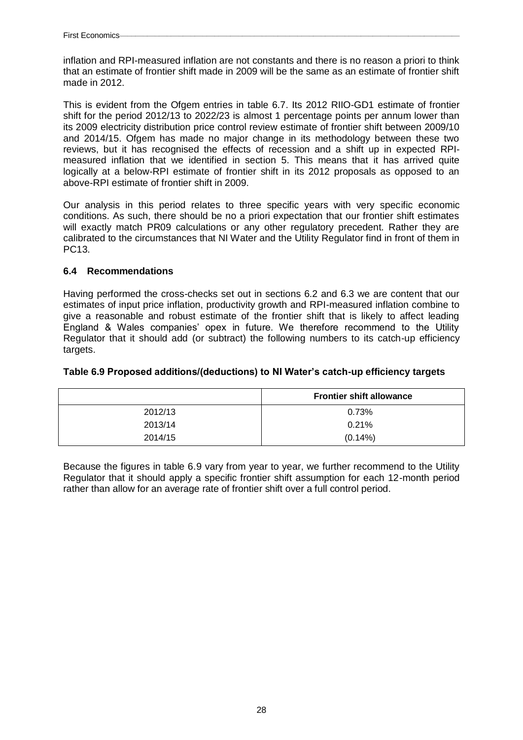inflation and RPI-measured inflation are not constants and there is no reason a priori to think that an estimate of frontier shift made in 2009 will be the same as an estimate of frontier shift made in 2012.

This is evident from the Ofgem entries in table 6.7. Its 2012 RIIO-GD1 estimate of frontier shift for the period 2012/13 to 2022/23 is almost 1 percentage points per annum lower than its 2009 electricity distribution price control review estimate of frontier shift between 2009/10 and 2014/15. Ofgem has made no major change in its methodology between these two reviews, but it has recognised the effects of recession and a shift up in expected RPI-measured inflation that we identified in section 5. This means that it has arrived quite logically at a below-RPI estimate of frontier shift in its 2012 proposals as opposed to an above-RPI estimate of frontier shift in 2009.

Our analysis in this period relates to three specific years with very specific economic conditions. As such, there should be no a priori expectation that our frontier shift estimates will exactly match PR09 calculations or any other regulatory precedent. Rather they are calibrated to the circumstances that NI Water and the Utility Regulator find in front of them in PC13.

## 6.4 Recommendations

Having performed the cross-checks set out in sections 6.2 and 6.3 we are content that our estimates of input price inflation, productivity growth and RPI-measured inflation combine to give a reasonable and robust estimate of the frontier shift that is likely to affect leading England & Wales companies' opex in future. We therefore recommend to the Utility Regulator that it should add (or subtract) the following numbers to its catch-up efficiency targets.

**Table 6.9 Proposed additions/(deductions) to NI Water's catch-up efficiency targets**

| | Frontier shift allowance |
|---|---|
| 2012/13 | 0.73% |
| 2013/14 | 0.21% |
| 2014/15 | (0.14%) |

Because the figures in table 6.9 vary from year to year, we further recommend to the Utility Regulator that it should apply a specific frontier shift assumption for each 12-month period rather than allow for an average rate of frontier shift over a full control period.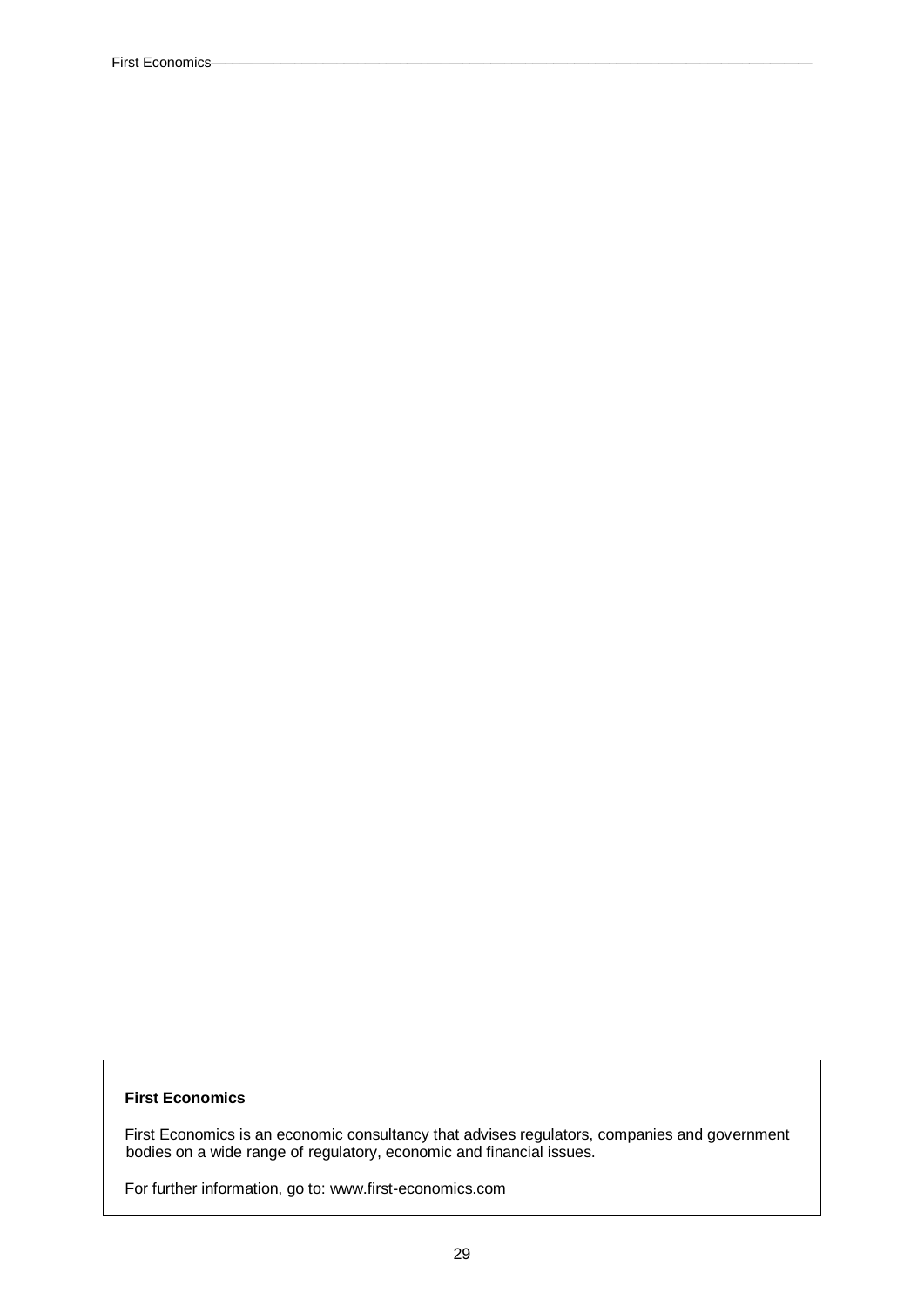**First Economics**

First Economics is an economic consultancy that advises regulators, companies and government bodies on a wide range of regulatory, economic and financial issues.

For further information, go to: www.first-economics.com